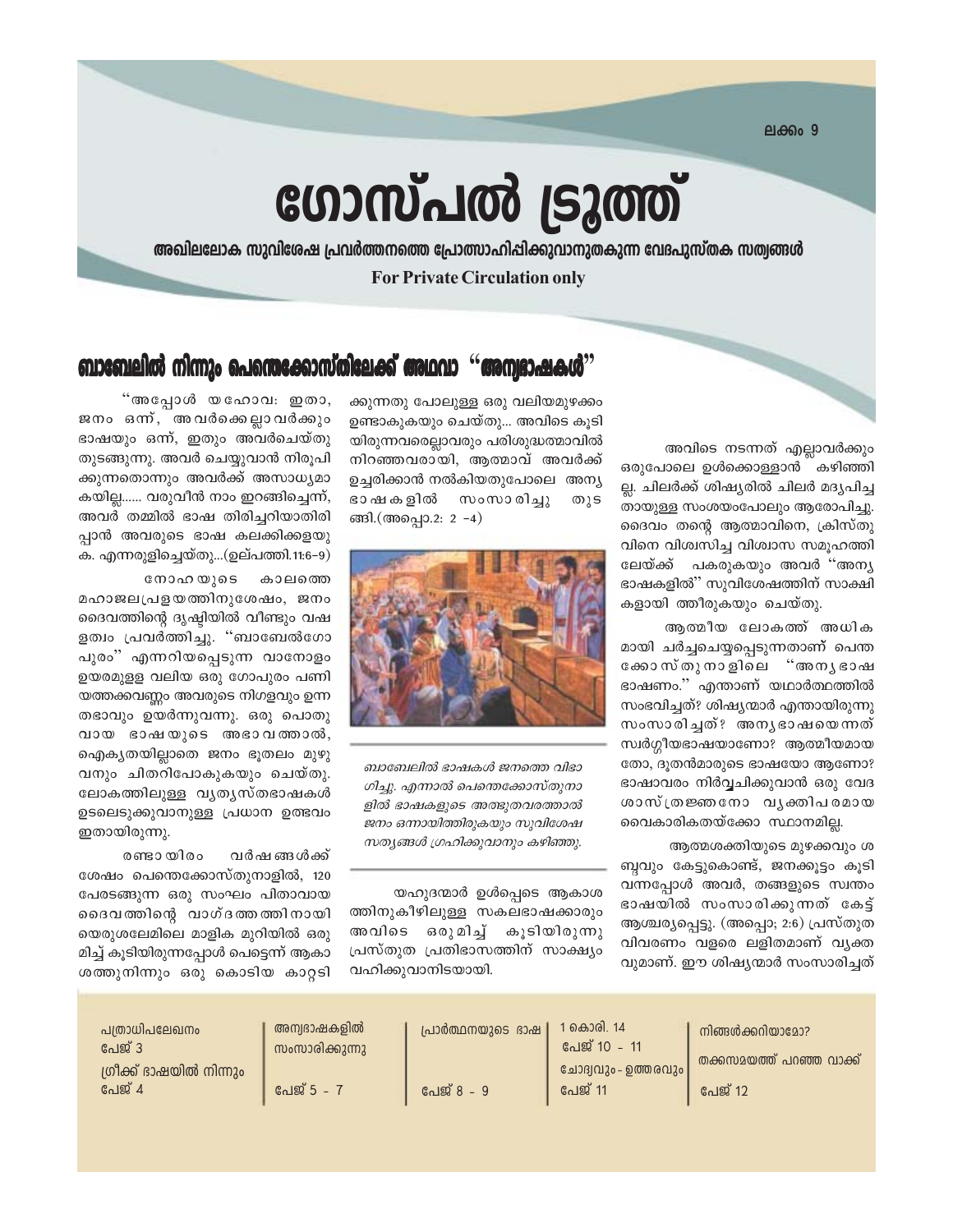ലക്കം 9

# ഗോസ്പൽ ട്രൂത്ത്

**അഖിലലോക സുവിശേഷ പ്രവർത്തനത്തെ പ്രോത്സാഹിപ്പിക്കുവാനുതകുന്ന വേദപുസ്തക സത്യങ്ങൾ**

**For Private Circulation only**

## ബാബേലിൽ നിന്നും പെന്തെക്കോസ്തിലേക്ക് അഥവാ "അന്യഭാഷകൾ"

"അപ്പോൾ യഹോവ: ഇതാ, ജനം ഒന്ന്, അവർക്കെല്ലാവർക്കും ഭാഷയും ഒന്ന്, ഇതും അവർചെയ്തു തുടങ്ങുന്നു. അവർ ചെയ്യുവാൻ നിരൂപിക്കുന്നതൊന്നും അവർക്ക് അസാധ്യമാകയില്ല...... വരുവീൻ നാം ഇറങ്ങിച്ചെന്ന്, അവർ തമ്മിൽ ഭാഷ തിരിച്ചറിയാതിരിപ്പാൻ അവരുടെ ഭാഷ കലക്കിക്കളയുക. എന്നരുളിച്ചെയ്തു...(ഉല്പത്തി.11:6–9)

നോഹയുടെ കാലത്തെ മഹാജലപ്രളയത്തിനുശേഷം, ജനം ദൈവത്തിന്റെ ദൃഷ്ടിയിൽ വീണ്ടും വഷളത്വം പ്രവർത്തിച്ചു. "ബാബേൽഗോപുരം" എന്നറിയപ്പെടുന്ന വാനോളം ഉയരമുള്ള വലിയ ഒരു ഗോപുരം പണിയത്തക്കവണ്ണം അവരുടെ നിഗളവും ഉന്നതഭാവും ഉയർന്നുവന്നു. ഒരു പൊതുവായ ഭാഷയുടെ അഭാവത്താൽ, ഐക്യതയില്ലാതെ ജനം ഭൂതലം മുഴുവനും ചിതറിപോകുകയും ചെയ്തു. ലോകത്തിലുള്ള വ്യത്യസ്തഭാഷകൾ ഉടലെടുക്കുവാനുള്ള പ്രധാന ഉത്ഭവം ഇതായിരുന്നു.

രണ്ടായിരം വർഷങ്ങൾക്ക് ശേഷം പെന്തെക്കോസ്തുനാളിൽ, 120 പേരടങ്ങുന്ന ഒരു സംഘം പിതാവായ ദൈവത്തിന്റെ വാഗ്ദത്തത്തിനായി യെരുശലേമിലെ മാളിക മുറിയിൽ ഒരുമിച്ച് കൂടിയിരുന്നപ്പോൾ പെട്ടെന്ന് ആകാശത്തുനിന്നും ഒരു കൊടിയ കാറ്റടിക്കുന്നതു പോലുള്ള ഒരു വലിയമുഴക്കം ഉണ്ടാകുകയും ചെയ്തു... അവിടെ കൂടിയിരുന്നവരെല്ലാവരും പരിശുദ്ധത്മാവിൽ നിറഞ്ഞവരായി, ആത്മാവ് അവർക്ക് ഉച്ചരിക്കാൻ നൽകിയതുപോലെ അന്യഭാഷകളിൽ സംസാരിച്ചു തുടങ്ങി.(അപ്പൊ.2: 2 –4)

*ബാബേലിൽ ഭാഷകൾ ജനത്തെ വിഭാഗിച്ചു. എന്നാൽ പെന്തെക്കോസ്തുനാളിൽ ഭാഷകളുടെ അത്ഭുതവരത്താൽ ജനം ഒന്നായിത്തിരുകയും സുവിശേഷ സത്യങ്ങൾ ഗ്രഹിക്കുവാനും കഴിഞ്ഞു.*

യഹൂദന്മാർ ഉൾപ്പെടെ ആകാശത്തിനുകീഴിലുള്ള സകലഭാഷക്കാരും അവിടെ ഒരുമിച്ച് കൂടിയിരുന്നു പ്രസ്തുത പ്രതിഭാസത്തിന് സാക്ഷ്യം വഹിക്കുവാനിടയായി.

അവിടെ നടന്നത് എല്ലാവർക്കും ഒരുപോലെ ഉൾക്കൊള്ളാൻ കഴിഞ്ഞില്ല. ചിലർക്ക് ശിഷ്യരിൽ ചിലർ മദ്യപിച്ചതായുള്ള സംശയംപോലും ആരോപിച്ചു. ദൈവം തന്റെ ആത്മാവിനെ, ക്രിസ്തുവിനെ വിശ്വസിച്ച വിശ്വാസ സമൂഹത്തിലേയ്ക്ക് പകരുകയും അവർ "അന്യഭാഷകളിൽ" സുവിശേഷത്തിന് സാക്ഷികളായി തീരുകയും ചെയ്തു.

ആത്മീയ ലോകത്ത് അധികമായി ചർച്ചചെയ്യപ്പെടുന്നതാണ് പെന്തക്കോസ്തുനാളിലെ "അന്യഭാഷ ഭാഷണം." എന്താണ് യഥാർത്ഥത്തിൽ സംഭവിച്ചത്? ശിഷ്യന്മാർ എന്തായിരുന്നു സംസാരിച്ചത്? അന്യഭാഷയെന്നത് സ്വർഗ്ഗീയഭാഷയാണോ? ആത്മീയമായതോ, ദൂതൻമാരുടെ ഭാഷയോ ആണോ? ഭാഷാവരം നിർവ്വചിക്കുവാൻ ഒരു വേദശാസ്ത്രജ്ഞനോ വ്യക്തിപരമായ വൈകാരികതയ്ക്കോ സ്ഥാനമില്ല.

ആത്മശക്തിയുടെ മുഴക്കവും ശബ്ദവും കേട്ടുകൊണ്ട്, ജനക്കൂട്ടം കൂടി വന്നപ്പോൾ അവർ, തങ്ങളുടെ സ്വന്തം ഭാഷയിൽ സംസാരിക്കുന്നത് കേട്ട് ആശ്ചര്യപ്പെട്ടു. (അപ്പൊ; 2:6) പ്രസ്തുത വിവരണം വളരെ ലളിതമാണ് വ്യക്തവുമാണ്. ഈ ശിഷ്യന്മാർ സംസാരിച്ചത്

| പത്രാധിപലേഖനം പേജ് 3 | അന്യഭാഷകളിൽ സംസാരിക്കുന്നു | പ്രാർത്ഥനയുടെ ഭാഷ | 1 കൊരി. 14 പേജ് 10 - 11 | നിങ്ങൾക്കറിയാമോ? |
| --- | --- | --- | --- | --- |
| ഗ്രീക്ക് ഭാഷയിൽ നിന്നും പേജ് 4 | പേജ് 5 - 7 | പേജ് 8 - 9 | ചോദ്യവും - ഉത്തരവും പേജ് 11 | തക്കസമയത്ത് പറഞ്ഞ വാക്ക് പേജ് 12 |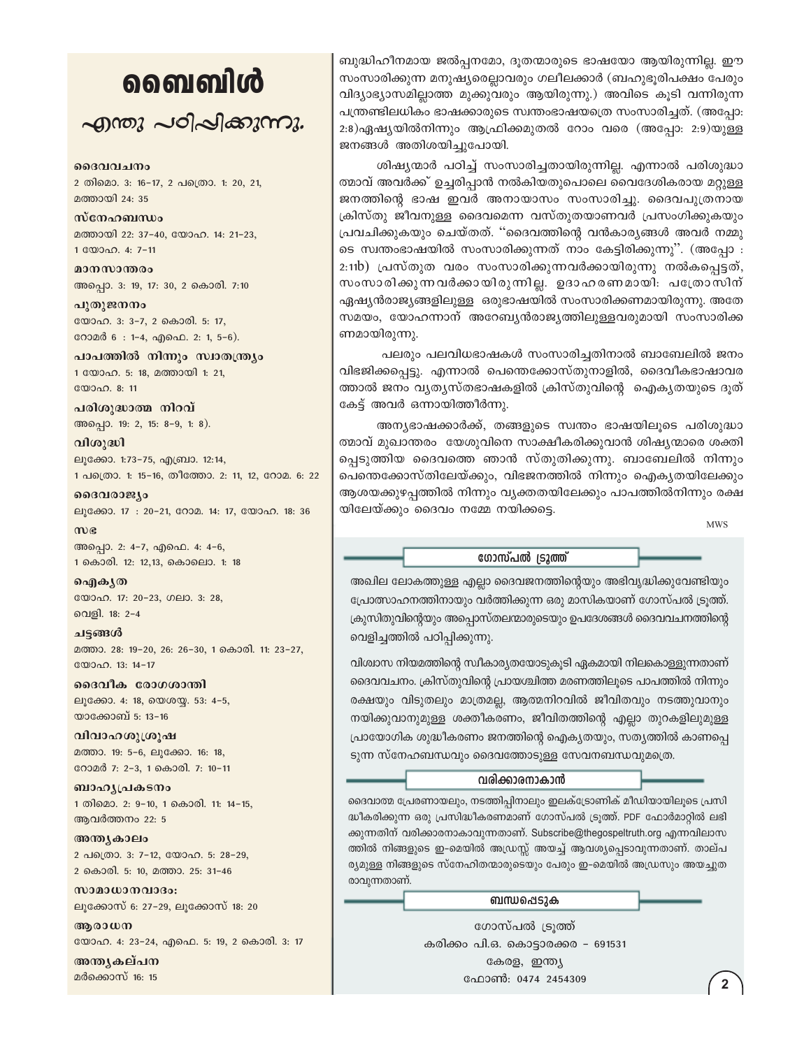# ബൈബിൾ

## എന്തു പഠിപ്പിക്കുന്നു.

**ദൈവവചനം**
2 തിമൊ. 3: 16–17, 2 പത്രൊ. 1: 20, 21, മത്തായി 24: 35

**സ്നേഹബന്ധം**
മത്തായി 22: 37–40, യോഹ. 14: 21–23, 1 യോഹ. 4: 7–11

**മാനസാന്തരം**
അപ്പൊ. 3: 19, 17: 30, 2 കൊരി. 7:10

**പുതുജനനം**
യോഹ. 3: 3–7, 2 കൊരി. 5: 17, റോമർ 6 : 1–4, എഫെ. 2: 1, 5–6).

**പാപത്തിൽ നിന്നും സ്വാതന്ത്ര്യം**
1 യോഹ. 5: 18, മത്തായി 1: 21, യോഹ. 8: 11

**പരിശുദ്ധാത്മ നിറവ്**
അപ്പൊ. 19: 2, 15: 8–9, 1: 8).

**വിശുദ്ധി**
ലൂക്കോ. 1:73–75, എബ്രാ. 12:14, 1 പത്രൊ. 1: 15–16, തീത്തോ. 2: 11, 12, റോമ. 6: 22

**ദൈവരാജ്യം**
ലൂക്കോ. 17 : 20–21, റോമ. 14: 17, യോഹ. 18: 36

**സഭ**
അപ്പൊ. 2: 4–7, എഫെ. 4: 4–6, 1 കൊരി. 12: 12,13, കൊലൊ. 1: 18

**ഐക്യത**
യോഹ. 17: 20–23, ഗലാ. 3: 28, വെളി. 18: 2–4

**ചട്ടങ്ങൾ**
മത്താ. 28: 19–20, 26: 26–30, 1 കൊരി. 11: 23–27, യോഹ. 13: 14–17

**ദൈവീക രോഗശാന്തി**
ലൂക്കോ. 4: 18, യെശയ്യ. 53: 4–5, യാക്കോബ് 5: 13–16

**വിവാഹശുശ്രൂഷ**
മത്താ. 19: 5–6, ലൂക്കോ. 16: 18, റോമർ 7: 2–3, 1 കൊരി. 7: 10–11

**ബാഹ്യപ്രകടനം**
1 തിമൊ. 2: 9–10, 1 കൊരി. 11: 14–15, ആവർത്തനം 22: 5

**അന്ത്യകാലം**
2 പത്രൊ. 3: 7–12, യോഹ. 5: 28–29, 2 കൊരി. 5: 10, മത്താ. 25: 31–46

**സാമാധാനവാദം:**
ലൂക്കോസ് 6: 27–29, ലൂക്കോസ് 18: 20

**ആരാധന**
യോഹ. 4: 23–24, എഫെ. 5: 19, 2 കൊരി. 3: 17

**അന്ത്യകല്പന**
മർക്കോസ് 16: 15

---

ബുദ്ധിഹീനമായ ജല്പനമോ, ദൂതന്മാരുടെ ഭാഷയോ ആയിരുന്നില്ല. ഈ സംസാരിക്കുന്ന മനുഷ്യരെല്ലാവരും ഗലീലക്കാർ (ബഹുഭൂരിപക്ഷം പേരും വിദ്യാഭ്യാസമില്ലാത്ത മുക്കുവരും ആയിരുന്നു.) അവിടെ കൂടി വന്നിരുന്ന പന്ത്രണ്ടിലധികം ഭാഷക്കാരുടെ സ്വന്തഭാഷയത്രെ സംസാരിച്ചത്. (അപ്പോ: 2:8)ഏഷ്യയിൽനിന്നും ആഫ്രിക്കമുതൽ റോം വരെ (അപ്പോ: 2:9)യുള്ള ജനങ്ങൾ അതിശയിച്ചുപോയി.

ശിഷ്യന്മാർ പഠിച്ച് സംസാരിച്ചതായിരുന്നില്ല. എന്നാൽ പരിശുദ്ധാത്മാവ് അവർക്ക് ഉച്ചരിപ്പാൻ നൽകിയതുപൊലെ വൈദേശികരായ മറ്റുള്ള ജനത്തിന്റെ ഭാഷ ഇവർ അനായാസം സംസാരിച്ചു. ദൈവപുത്രനായ ക്രിസ്തു ജീവനുള്ള ദൈവമെന്ന വസ്തുതയാണവർ പ്രസംഗിക്കുകയും പ്രവചിക്കുകയും ചെയ്തത്. "ദൈവത്തിന്റെ വൻകാര്യങ്ങൾ അവർ നമ്മുടെ സ്വന്തംഭാഷയിൽ സംസാരിക്കുന്നത് നാം കേട്ടിരിക്കുന്നു". (അപ്പോ : 2:11b) പ്രസ്തുത വരം സംസാരിക്കുന്നവർക്കായിരുന്നു നൽകപ്പെട്ടത്, സംസാരിക്കുന്നവർക്കായിരുന്നില്ല. ഉദാഹരണമായി: പത്രോസിന് ഏഷ്യൻരാജ്യങ്ങളിലുള്ള ഒരുഭാഷയിൽ സംസാരിക്കണമായിരുന്നു. അതേ സമയം, യോഹന്നാന് അറേബ്യൻരാജ്യത്തിലുള്ളവരുമായി സംസാരിക്കണമായിരുന്നു.

പലരും പലവിധഭാഷകൾ സംസാരിച്ചതിനാൽ ബാബേലിൽ ജനം വിഭജിക്കപ്പെട്ടു. എന്നാൽ പെന്തെക്കോസ്തുനാളിൽ, ദൈവീകഭാഷാവരത്താൽ ജനം വ്യത്യസ്തഭാഷകളിൽ ക്രിസ്തുവിന്റെ ഐക്യതയുടെ ദൂത് കേട്ട് അവർ ഒന്നായിത്തീർന്നു.

അന്യഭാഷക്കാർക്ക്, തങ്ങളുടെ സ്വന്തം ഭാഷയിലൂടെ പരിശുദ്ധാത്മാവ് മുഖാന്തരം യേശുവിനെ സാക്ഷീകരിക്കുവാൻ ശിഷ്യന്മാരെ ശക്തിപ്പെടുത്തിയ ദൈവത്തെ ഞാൻ സ്തുതിക്കുന്നു. ബാബേലിൽ നിന്നും പെന്തെക്കോസ്തിലേയ്ക്കും, വിഭജനത്തിൽ നിന്നും ഐക്യതയിലേക്കും ആശയക്കുഴപ്പത്തിൽ നിന്നും വ്യക്തതയിലേക്കും പാപത്തിൽനിന്നും രക്ഷയിലേയ്ക്കും ദൈവം നമ്മേ നയിക്കട്ടെ.

MWS

### ഗോസ്പൽ ട്രൂത്ത്

അഖില ലോകത്തുള്ള എല്ലാ ദൈവജനത്തിന്റെയും അഭിവൃദ്ധിക്കുവേണ്ടിയും പ്രോത്സാഹനത്തിനായും വർത്തിക്കുന്ന ഒരു മാസികയാണ് ഗോസ്പൽ ട്രൂത്ത്. ക്രൂസിതുവിന്റെയും അപ്പൊസ്തലന്മാരുടെയും ഉപദേശങ്ങൾ ദൈവവചനത്തിന്റെ വെളിച്ചത്തിൽ പഠിപ്പിക്കുന്നു.

വിശ്വാസ നിയമത്തിന്റെ സ്വീകാര്യതയോടുകൂടി ഏകമായി നിലകൊള്ളുന്നതാണ് ദൈവവചനം. ക്രിസ്തുവിന്റെ പ്രായശ്ചിത്ത മരണത്തിലൂടെ പാപത്തിൽ നിന്നും രക്ഷയും വിടുതലും മാത്രമല്ല, ആത്മനിറവിൽ ജീവിതവും നടത്തുവാനും നയിക്കുവാനുമുള്ള ശക്തീകരണം, ജീവിതത്തിന്റെ എല്ലാ തുറകളിലുമുള്ള പ്രായോഗിക ശുദ്ധീകരണം ജനത്തിന്റെ ഐക്യതയും, സത്യത്തിൽ കാണപ്പെടുന്ന സ്നേഹബന്ധവും ദൈവത്തോടുള്ള സേവനബന്ധവുമത്രെ.

### വരിക്കാരനാകാൻ

ദൈവാത്മ പ്രേരണായലും, നടത്തിപ്പിനാലും ഇലക്ട്രോണിക് മീഡിയായിലൂടെ പ്രസിദ്ധീകരിക്കുന്ന ഒരു പ്രസിദ്ധീകരണമാണ് ഗോസ്പൽ ട്രൂത്ത്. PDF ഫോർമാറ്റിൽ ലഭിക്കുന്നതിന് വരിക്കാരനാകാവുന്നതാണ്. Subscribe@thegospeltruth.org എന്നവിലാസത്തിൽ നിങ്ങളുടെ ഇ-മെയിൽ അഡ്രസ്സ് അയച്ച് ആവശ്യപ്പെടാവുന്നതാണ്. താല്പര്യമുള്ള നിങ്ങളുടെ സ്നേഹിതന്മാരുടെയും പേരും ഇ-മെയിൽ അഡ്രസും അയച്ചുതരാവുന്നതാണ്.

### ബന്ധപ്പെടുക

ഗോസ്പൽ ട്രൂത്ത്
കരിക്കം പി.ഒ. കൊട്ടാരക്കര – 691531
കേരള, ഇന്ത്യ
ഫോൺ: 0474 2454309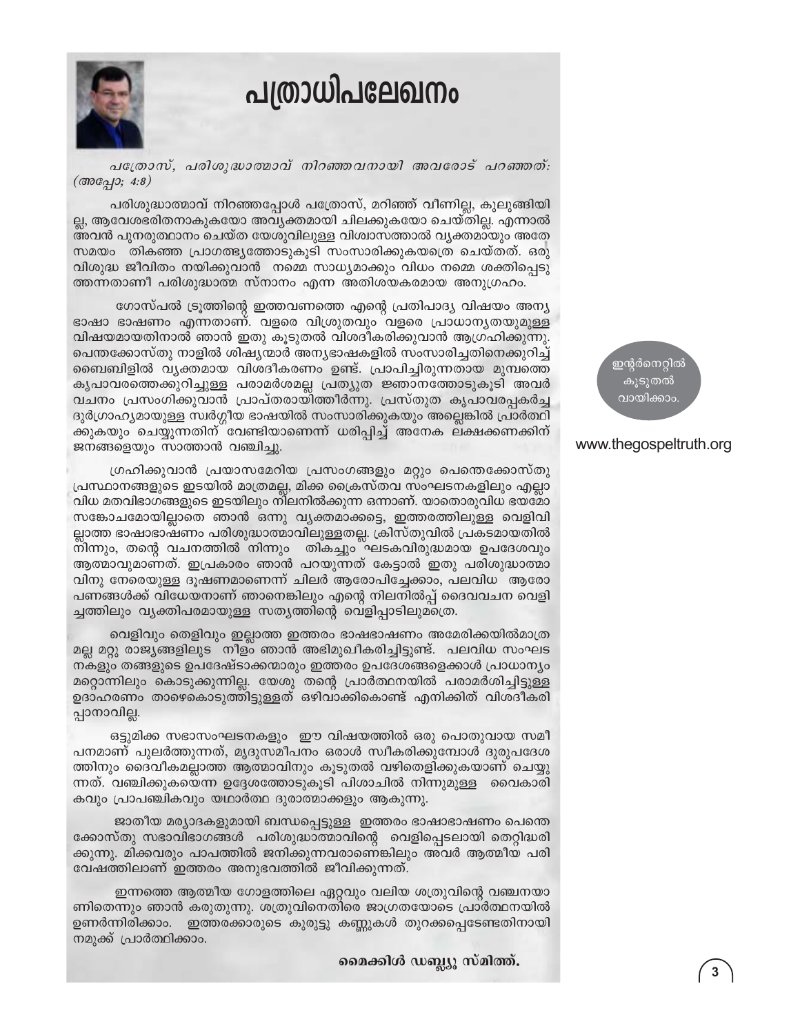# പത്രാധിപലേഖനം

*പത്രോസ്, പരിശുദ്ധാത്മാവ് നിറഞ്ഞവനായി അവരോട് പറഞ്ഞത്: (അപ്പോ; 4:8)*

പരിശുദ്ധാത്മാവ് നിറഞ്ഞപ്പോൾ പത്രോസ്, മറിഞ്ഞ് വീണില്ല, കുലുങ്ങിയില്ല, ആവേശഭരിതനാകുകയോ അവ്യക്തമായി ചിലക്കുകയോ ചെയ്തില്ല. എന്നാൽ അവൻ പുനരുത്ഥാനം ചെയ്ത യേശുവിലുള്ള വിശ്വാസത്താൽ വ്യക്തമായും അതേ സമയം തികഞ്ഞ പ്രാഗത്ഭ്യത്തോടുകൂടി സംസാരിക്കുകയത്രെ ചെയ്തത്. ഒരു വിശുദ്ധ ജീവിതം നയിക്കുവാൻ നമ്മെ സാധ്യമാക്കും വിധം നമ്മെ ശക്തിപ്പെടുത്തന്നതാണീ പരിശുദ്ധാത്മ സ്നാനം എന്ന അതിശയകരമായ അനുഗ്രഹം.

ഗോസ്പൽ ട്രൂത്തിന്റെ ഇത്തവണത്തെ എന്റെ പ്രതിപാദ്യ വിഷയം അന്യഭാഷാ ഭാഷണം എന്നതാണ്. വളരെ വിശ്രുതവും വളരെ പ്രാധാന്യതയുമുള്ള വിഷയമായതിനാൽ ഞാൻ ഇതു കൂടുതൽ വിശദീകരിക്കുവാൻ ആഗ്രഹിക്കുന്നു. പെന്തക്കോസ്തു നാളിൽ ശിഷ്യന്മാർ അന്യഭാഷകളിൽ സംസാരിച്ചതിനെക്കുറിച്ച് ബൈബിളിൽ വ്യക്തമായ വിശദീകരണം ഉണ്ട്. പ്രാപിച്ചിരുന്നതായ മുമ്പത്തെ കൃപാവരത്തെക്കുറിച്ചുള്ള പരാമർശമല്ല പ്രത്യുത ജ്ഞാനത്തോടുകൂടി അവർ വചനം പ്രസംഗിക്കുവാൻ പ്രാപ്തരായിത്തീർന്നു. പ്രസ്തുത കൃപാവരപ്പകർച്ച ദുർഗ്രാഹ്യമായുള്ള സ്വർഗ്ഗീയ ഭാഷയിൽ സംസാരിക്കുകയും അല്ലെങ്കിൽ പ്രാർത്ഥിക്കുകയും ചെയ്യുന്നതിന് വേണ്ടിയാണെന്ന് ധരിപ്പിച്ച് അനേക ലക്ഷക്കണക്കിന് ജനങ്ങളെയും സാത്താൻ വഞ്ചിച്ചു.

ഗ്രഹിക്കുവാൻ പ്രയാസമേറിയ പ്രസംഗങ്ങളും മറ്റും പെന്തെക്കോസ്തു പ്രസ്ഥാനങ്ങളുടെ ഇടയിൽ മാത്രമല്ല, മിക്ക ക്രൈസ്തവ സംഘടനകളിലും എല്ലാവിധ മതവിഭാഗങ്ങളുടെ ഇടയിലും നിലനിൽക്കുന്ന ഒന്നാണ്. യാതൊരുവിധ ഭയമോ സങ്കോചമോയില്ലാതെ ഞാൻ ഒന്നു വ്യക്തമാക്കട്ടെ, ഇത്തരത്തിലുള്ള വെളിവില്ലാത്ത ഭാഷാഭാഷണം പരിശുദ്ധാത്മാവിലുള്ളതല്ല. ക്രിസ്തുവിൽ പ്രകടമായതിൽ നിന്നും, തന്റെ വചനത്തിൽ നിന്നും തികച്ചും ഘടകവിരുദ്ധമായ ഉപദേശവും ആത്മാവുമാണത്. ഇപ്രകാരം ഞാൻ പറയുന്നത് കേട്ടാൽ ഇതു പരിശുദ്ധാത്മാവിനു നേരെയുള്ള ദൂഷണമാണെന്ന് ചിലർ ആരോപിച്ചേക്കാം, പലവിധ ആരോപണങ്ങൾക്ക് വിധേയനാണ് ഞാനെങ്കിലും എന്റെ നിലനിൽപ്പ് ദൈവവചന വെളിച്ചത്തിലും വ്യക്തിപരമായുള്ള സത്യത്തിന്റെ വെളിപ്പാടിലുമത്രെ.

വെളിവും തെളിവും ഇല്ലാത്ത ഇത്തരം ഭാഷഭാഷണം അമേരിക്കയിൽമാത്രമല്ല മറ്റു രാജ്യങ്ങളിലുട നീളം ഞാൻ അഭിമുഖീകരിച്ചിട്ടുണ്ട്. പലവിധ സംഘടനകളും തങ്ങളുടെ ഉപദേഷ്ടാക്കന്മാരും ഇത്തരം ഉപദേശങ്ങളെക്കാൾ പ്രാധാന്യം മറ്റൊന്നിലും കൊടുക്കുന്നില്ല. യേശു തന്റെ പ്രാർത്ഥനയിൽ പരാമർശിച്ചിട്ടുള്ള ഉദാഹരണം താഴെകൊടുത്തിട്ടുള്ളത് ഒഴിവാക്കികൊണ്ട് എനിക്കിത് വിശദീകരിപ്പാനാവില്ല.

ഒട്ടുമിക്ക സഭാസംഘടനകളും ഈ വിഷയത്തിൽ ഒരു പൊതുവായ സമീപനമാണ് പുലർത്തുന്നത്, മൃദുസമീപനം ഒരാൾ സ്വീകരിക്കുമ്പോൾ ദുരുപദേശത്തിനും ദൈവീകമല്ലാത്ത ആത്മാവിനും കൂടുതൽ വഴിതെളിക്കുകയാണ് ചെയ്യുന്നത്. വഞ്ചിക്കുകയെന്ന ഉദ്ദേശത്തോടുകൂടി പിശാചിൽ നിന്നുമുള്ള വൈകാരികവും പ്രാപഞ്ചികവും യഥാർത്ഥ ദുരാത്മാക്കളും ആകുന്നു.

ജാതീയ മര്യാദകളുമായി ബന്ധപ്പെട്ടുള്ള ഇത്തരം ഭാഷാഭാഷണം പെന്തെക്കോസ്തു സഭാവിഭാഗങ്ങൾ പരിശുദ്ധാത്മാവിന്റെ വെളിപ്പെടലായി തെറ്റിദ്ധരിക്കുന്നു. മിക്കവരും പാപത്തിൽ ജനിക്കുന്നവരാണെങ്കിലും അവർ ആത്മീയ പരിവേഷത്തിലാണ് ഇത്തരം അനുഭവത്തിൽ ജീവിക്കുന്നത്.

ഇന്നത്തെ ആത്മീയ ഗോളത്തിലെ ഏറ്റവും വലിയ ശത്രുവിന്റെ വഞ്ചനയാണിതെന്നും ഞാൻ കരുതുന്നു. ശത്രുവിനെതിരെ ജാഗ്രതയോടെ പ്രാർത്ഥനയിൽ ഉണർന്നിരിക്കാം. ഇത്തരക്കാരുടെ കുരുട്ടു കണ്ണുകൾ തുറക്കപ്പെടേണ്ടതിനായി നമുക്ക് പ്രാർത്ഥിക്കാം.

**മൈക്കിൾ ഡബ്ല്യൂ സ്മിത്ത്.**

ഇന്റർനെറ്റിൽ കൂടുതൽ വായിക്കാം.

www.thegospeltruth.org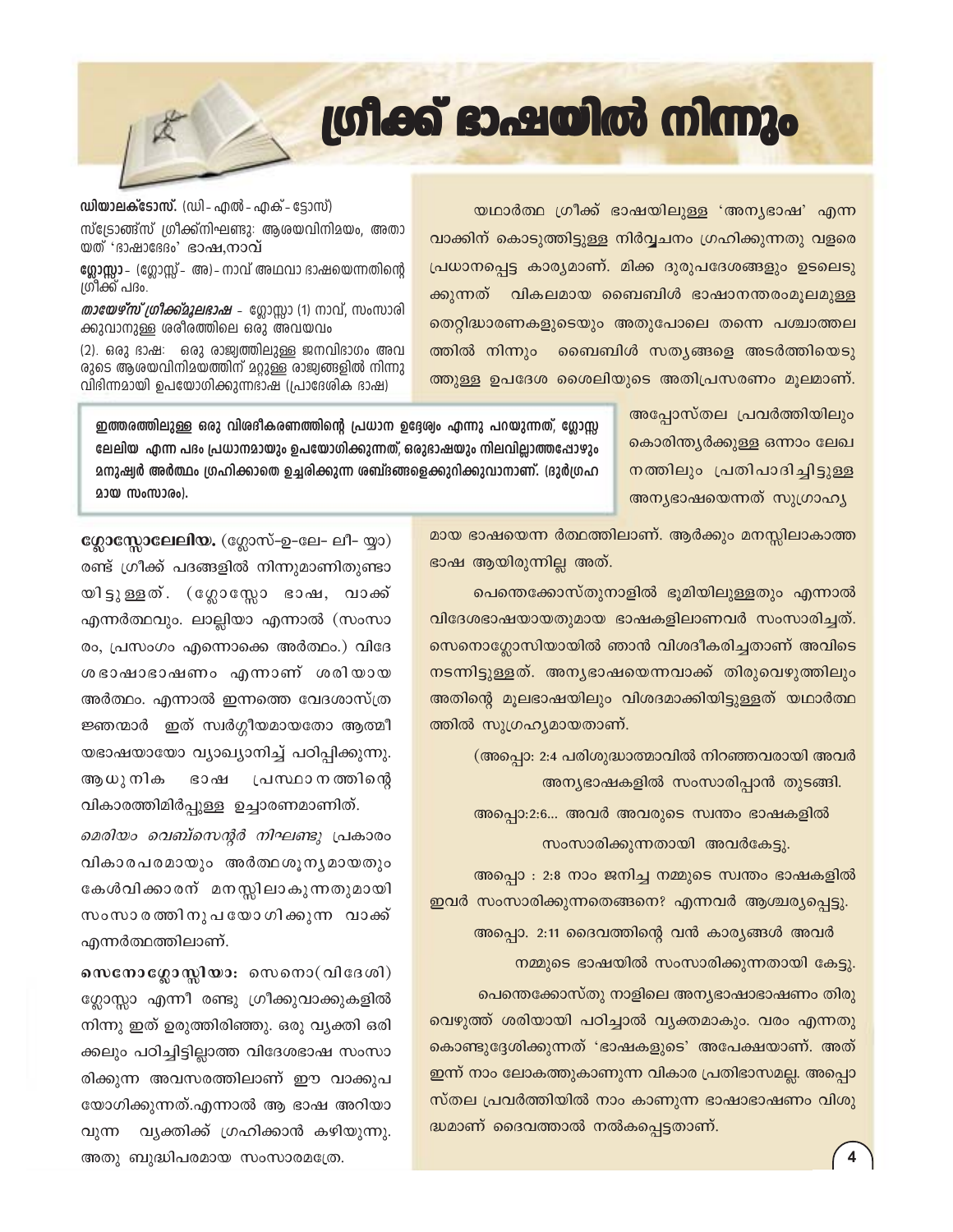# ഗ്രീക്ക് ഭാഷയിൽ നിന്നും

**ഡിയാലക്ടോസ്.** (ഡി- എൽ- എക്- ട്ടോസ്)
സ്ട്രോങ്ങ്സ് ഗ്രീക്ക്നിഘണ്ടു: ആശയവിനിമയം, അതായത് 'ഭാഷാഭേദം' ഭാഷ,നാവ്

**ഗ്ലോസ്സാ**- (ഗ്ലോസ്സ്- അ)- നാവ് അഥവാ ഭാഷയെന്നതിന്റെ ഗ്രീക്ക് പദം.

***തായേഴ്സ് ഗ്രീക്ക്മൂലഭാഷ*** - ഗ്ലോസ്സാ (1) നാവ്, സംസാരിക്കുവാനുള്ള ശരീരത്തിലെ ഒരു അവയവം
(2). ഒരു ഭാഷ: ഒരു രാജ്യത്തിലുള്ള ജനവിഭാഗം അവരുടെ ആശയവിനിമയത്തിന് മറ്റുള്ള രാജ്യങ്ങളിൽ നിന്നു വിഭിന്നമായി ഉപയോഗിക്കുന്നഭാഷ (പ്രാദേശിക ഭാഷ)

**ഇത്തരത്തിലുള്ള ഒരു വിശദീകരണത്തിന്റെ പ്രധാന ഉദ്ദേശ്യം എന്നു പറയുന്നത്, ഗ്ലോസ്സ ലേലിയ എന്ന പദം പ്രധാനമായും ഉപയോഗിക്കുന്നത്, ഒരുഭാഷയും നിലവില്ലാത്തപ്പോഴും മനുഷ്യർ അർത്ഥം ഗ്രഹിക്കാതെ ഉച്ചരിക്കുന്ന ശബ്ദങ്ങളെക്കുറിക്കുവാനാണ്. (ദുർഗ്രഹമായ സംസാരം).**

**ഗ്ലോസ്സോലേലിയ.** (ഗ്ലോസ്-ഉ-ലേ- ലീ- യ്യാ) രണ്ട് ഗ്രീക്ക് പദങ്ങളിൽ നിന്നുമാണിതുണ്ടായിട്ടുള്ളത്. (ഗ്ലോസ്സോ ഭാഷ, വാക്ക് എന്നർത്ഥവും. ലാല്ലിയാ എന്നാൽ (സംസാരം, പ്രസംഗം എന്നൊക്കെ അർത്ഥം.) വിദേശഭാഷാഭാഷണം എന്നാണ് ശരിയായ അർത്ഥം. എന്നാൽ ഇന്നത്തെ വേദശാസ്ത്രജ്ഞന്മാർ ഇത് സ്വർഗ്ഗീയമായതോ ആത്മീയഭാഷയായോ വ്യാഖ്യാനിച്ച് പഠിപ്പിക്കുന്നു. ആധുനിക ഭാഷ പ്രസ്ഥാനത്തിന്റെ വികാരത്തിമിർപ്പുള്ള ഉച്ചാരണമാണിത്.

*മെരിയം വെബ്സെന്റർ നിഘണ്ടു* പ്രകാരം വികാരപരമായും അർത്ഥശൂന്യമായതും കേൾവിക്കാരന് മനസ്സിലാകുന്നതുമായി സംസാരത്തിനുപയോഗിക്കുന്ന വാക്ക് എന്നർത്ഥത്തിലാണ്.

**സെനോഗ്ലോസ്സിയാ:** സെനൊ(വിദേശി) ഗ്ലോസ്സാ എന്നീ രണ്ടു ഗ്രീക്കുവാക്കുകളിൽ നിന്നു ഇത് ഉരുത്തിരിഞ്ഞു. ഒരു വ്യക്തി ഒരിക്കലും പഠിച്ചിട്ടില്ലാത്ത വിദേശഭാഷ സംസാരിക്കുന്ന അവസരത്തിലാണ് ഈ വാക്കുപയോഗിക്കുന്നത്.എന്നാൽ ആ ഭാഷ അറിയാവുന്ന വ്യക്തിക്ക് ഗ്രഹിക്കാൻ കഴിയുന്നു. അതു ബുദ്ധിപരമായ സംസാരമത്രേ.

യഥാർത്ഥ ഗ്രീക്ക് ഭാഷയിലുള്ള 'അന്യഭാഷ' എന്ന വാക്കിന് കൊടുത്തിട്ടുള്ള നിർവ്വചനം ഗ്രഹിക്കുന്നതു വളരെ പ്രധാനപ്പെട്ട കാര്യമാണ്. മിക്ക ദുരുപദേശങ്ങളും ഉടലെടുക്കുന്നത് വികലമായ ബൈബിൾ ഭാഷാന്തരംമൂലമുള്ള തെറ്റിദ്ധാരണകളുടെയും അതുപോലെ തന്നെ പശ്ചാത്തലത്തിൽ നിന്നും ബൈബിൾ സത്യങ്ങളെ അടർത്തിയെടുത്തുള്ള ഉപദേശ ശൈലിയുടെ അതിപ്രസരണം മൂലമാണ്.

അപ്പോസ്തല പ്രവർത്തിയിലും കൊരിന്ത്യർക്കുള്ള ഒന്നാം ലേഖനത്തിലും പ്രതിപാദിച്ചിട്ടുള്ള അന്യഭാഷയെന്നത് സുഗ്രാഹ്യമായ ഭാഷയെന്ന ർത്ഥത്തിലാണ്. ആർക്കും മനസ്സിലാകാത്ത ഭാഷ ആയിരുന്നില്ല അത്.

പെന്തെക്കോസ്തുനാളിൽ ഭൂമിയിലുള്ളതും എന്നാൽ വിദേശഭാഷയായതുമായ ഭാഷകളിലാണവർ സംസാരിച്ചത്. സെനൊഗ്ലോസിയായിൽ ഞാൻ വിശദീകരിച്ചതാണ് അവിടെ നടന്നിട്ടുള്ളത്. അന്യഭാഷയെന്നവാക്ക് തിരുവെഴുത്തിലും അതിന്റെ മൂലഭാഷയിലും വിശദമാക്കിയിട്ടുള്ളത് യഥാർത്ഥത്തിൽ സുഗ്രഹ്യമായതാണ്.

(അപ്പൊ: 2:4 പരിശുദ്ധാത്മാവിൽ നിറഞ്ഞവരായി അവർ അന്യഭാഷകളിൽ സംസാരിപ്പാൻ തുടങ്ങി.

അപ്പൊ:2:6... അവർ അവരുടെ സ്വന്തം ഭാഷകളിൽ സംസാരിക്കുന്നതായി അവർകേട്ടു.

അപ്പൊ : 2:8 നാം ജനിച്ച നമ്മുടെ സ്വന്തം ഭാഷകളിൽ ഇവർ സംസാരിക്കുന്നതെങ്ങനെ? എന്നവർ ആശ്ചര്യപ്പെട്ടു.

അപ്പൊ. 2:11 ദൈവത്തിന്റെ വൻ കാര്യങ്ങൾ അവർ നമ്മുടെ ഭാഷയിൽ സംസാരിക്കുന്നതായി കേട്ടു.

പെന്തെക്കോസ്തു നാളിലെ അന്യഭാഷാഭാഷണം തിരുവെഴുത്ത് ശരിയായി പഠിച്ചാൽ വ്യക്തമാകും. വരം എന്നതു കൊണ്ടുദ്ദേശിക്കുന്നത് 'ഭാഷകളുടെ' അപേക്ഷയാണ്. അത് ഇന്ന് നാം ലോകത്തുകാണുന്ന വികാര പ്രതിഭാസമല്ല. അപ്പൊസ്തല പ്രവർത്തിയിൽ നാം കാണുന്ന ഭാഷാഭാഷണം വിശുദ്ധമാണ് ദൈവത്താൽ നൽകപ്പെട്ടതാണ്.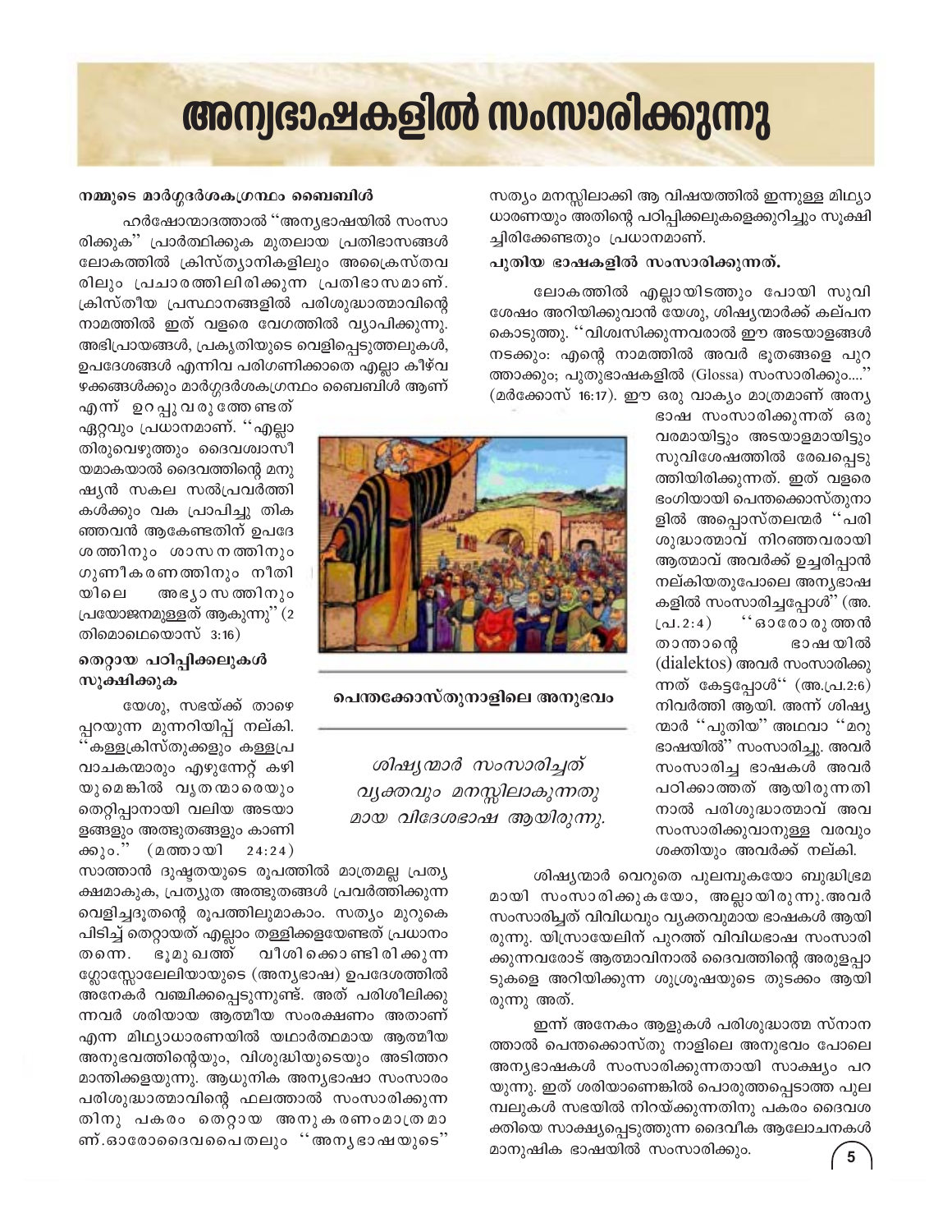# അന്യഭാഷകളിൽ സംസാരിക്കുന്നു

### നമ്മുടെ മാർഗ്ഗദർശകഗ്രന്ഥം ബൈബിൾ

ഹർഷോന്മാദത്താൽ "അന്യഭാഷയിൽ സംസാരിക്കുക" പ്രാർത്ഥിക്കുക മുതലായ പ്രതിഭാസങ്ങൾ ലോകത്തിൽ ക്രിസ്ത്യാനികളിലും അക്രൈസ്തവരിലും പ്രചാരത്തിലിരിക്കുന്ന പ്രതിഭാസമാണ്. ക്രിസ്തീയ പ്രസ്ഥാനങ്ങളിൽ പരിശുദ്ധാത്മാവിന്റെ നാമത്തിൽ ഇത് വളരെ വേഗത്തിൽ വ്യാപിക്കുന്നു. അഭിപ്രായങ്ങൾ, പ്രകൃതിയുടെ വെളിപ്പെടുത്തലുകൾ, ഉപദേശങ്ങൾ എന്നിവ പരിഗണിക്കാതെ എല്ലാ കീഴ്വഴക്കങ്ങൾക്കും മാർഗ്ഗദർശകഗ്രന്ഥം ബൈബിൾ ആണ് എന്ന് ഉറപ്പുവരുത്തേണ്ടത് ഏറ്റവും പ്രധാനമാണ്. "എല്ലാ തിരുവെഴുത്തും ദൈവശ്വാസീയമാകയാൽ ദൈവത്തിന്റെ മനുഷ്യൻ സകല സൽപ്രവർത്തികൾക്കും വക പ്രാപിച്ചു തികഞ്ഞവൻ ആകേണ്ടതിന് ഉപദേശത്തിനും ശാസനത്തിനും ഗുണീകരണത്തിനും നീതിയിലെ അഭ്യാസത്തിനും പ്രയോജനമുള്ളത് ആകുന്നു" (2 തിമൊഥെയൊസ് 3:16)

### തെറ്റായ പഠിപ്പിക്കലുകൾ സൂക്ഷിക്കുക

യേശു, സഭയ്ക്ക് താഴെ പ്പറയുന്ന മുന്നറിയിപ്പ് നല്കി. "കള്ളക്രിസ്തുക്കളും കള്ളപ്രവാചകന്മാരും എഴുന്നേറ്റ് കഴിയുമെങ്കിൽ വൃതന്മാരെയും തെറ്റിപ്പാനായി വലിയ അടയാളങ്ങളും അത്ഭുതങ്ങളും കാണിക്കും." (മത്തായി 24:24) സാത്താൻ ദുഷ്ടതയുടെ രൂപത്തിൽ മാത്രമല്ല പ്രത്യക്ഷമാകുക, പ്രത്യുത അത്ഭുതങ്ങൾ പ്രവർത്തിക്കുന്ന വെളിച്ചദൂതന്റെ രൂപത്തിലുമാകാം. സത്യം മുറുകെ പിടിച്ച് തെറ്റായത് എല്ലാം തള്ളിക്കളയേണ്ടത് പ്രധാനം തന്നെ. ഭൂമുഖത്ത് വീശിക്കൊണ്ടിരിക്കുന്ന ഗ്ലോസ്സോലേലിയായുടെ (അന്യഭാഷ) ഉപദേശത്തിൽ അനേകർ വഞ്ചിക്കപ്പെടുന്നുണ്ട്. അത് പരിശീലിക്കുന്നവർ ശരിയായ ആത്മീയ സംരക്ഷണം അതാണ് എന്ന മിഥ്യാധാരണയിൽ യഥാർത്ഥമായ ആത്മീയ അനുഭവത്തിന്റെയും, വിശുദ്ധിയുടെയും അടിത്തറ മാന്തിക്കളയുന്നു. ആധുനിക അന്യഭാഷാ സംസാരം പരിശുദ്ധാത്മാവിന്റെ ഫലത്താൽ സംസാരിക്കുന്നതിനു പകരം തെറ്റായ അനുകരണംമാത്രമാണ്.ഓരോദൈവപൈതലും "അന്യഭാഷയുടെ" സത്യം മനസ്സിലാക്കി ആ വിഷയത്തിൽ ഇന്നുള്ള മിഥ്യാധാരണയും അതിന്റെ പഠിപ്പിക്കലുകളെക്കുറിച്ചും സൂക്ഷിച്ചിരിക്കേണ്ടതും പ്രധാനമാണ്.

### പുതിയ ഭാഷകളിൽ സംസാരിക്കുന്നത്.

ലോകത്തിൽ എല്ലായിടത്തും പോയി സുവിശേഷം അറിയിക്കുവാൻ യേശു, ശിഷ്യന്മാർക്ക് കല്പന കൊടുത്തു. "വിശ്വസിക്കുന്നവരാൽ ഈ അടയാളങ്ങൾ നടക്കും: എന്റെ നാമത്തിൽ അവർ ഭൂതങ്ങളെ പുറത്താക്കും; പുതുഭാഷകളിൽ (Glossa) സംസാരിക്കും...." (മർക്കോസ് 16:17). ഈ ഒരു വാക്യം മാത്രമാണ് അന്യഭാഷ സംസാരിക്കുന്നത് ഒരു വരമായിട്ടും അടയാളമായിട്ടും സുവിശേഷത്തിൽ രേഖപ്പെടുത്തിയിരിക്കുന്നത്. ഇത് വളരെ ഭംഗിയായി പെന്തക്കൊസ്തുനാളിൽ അപ്പൊസ്തലന്മർ "പരിശുദ്ധാത്മാവ് നിറഞ്ഞവരായി ആത്മാവ് അവർക്ക് ഉച്ചരിപ്പാൻ നല്കിയതുപോലെ അന്യഭാഷകളിൽ സംസാരിച്ചപ്പോൾ" (അ.പ്ര.2:4) "ഓരോരുത്തൻ താന്താന്റെ ഭാഷയിൽ (dialektos) അവർ സംസാരിക്കുന്നത് കേട്ടപ്പോൾ" (അ.പ്ര.2:6) നിവർത്തി ആയി. അന്ന് ശിഷ്യന്മാർ "പുതിയ" അഥവാ "മറുഭാഷയിൽ" സംസാരിച്ചു. അവർ സംസാരിച്ച ഭാഷകൾ അവർ പഠിക്കാത്തത് ആയിരുന്നതിനാൽ പരിശുദ്ധാത്മാവ് അവ സംസാരിക്കുവാനുള്ള വരവും ശക്തിയും അവർക്ക് നല്കി.

പെന്തക്കോസ്തുനാളിലെ അനുഭവം

*ശിഷ്യന്മാർ സംസാരിച്ചത് വ്യക്തവും മനസ്സിലാകുന്നതുമായ വിദേശഭാഷ ആയിരുന്നു.*

ശിഷ്യന്മാർ വെറുതെ പുലമ്പുകയോ ബുദ്ധിഭ്രമമായി സംസാരിക്കുകയോ, അല്ലായിരുന്നു.അവർ സംസാരിച്ചത് വിവിധവും വ്യക്തവുമായ ഭാഷകൾ ആയിരുന്നു. യിസ്രായേലിന് പുറത്ത് വിവിധഭാഷ സംസാരിക്കുന്നവരോട് ആത്മാവിനാൽ ദൈവത്തിന്റെ അരുളപ്പാടുകളെ അറിയിക്കുന്ന ശുശ്രൂഷയുടെ തുടക്കം ആയിരുന്നു അത്.

ഇന്ന് അനേകം ആളുകൾ പരിശുദ്ധാത്മ സ്നാനത്താൽ പെന്തക്കൊസ്തു നാളിലെ അനുഭവം പോലെ അന്യഭാഷകൾ സംസാരിക്കുന്നതായി സാക്ഷ്യം പറയുന്നു. ഇത് ശരിയാണെങ്കിൽ പൊരുത്തപ്പെടാത്ത പുലമ്പലുകൾ സഭയിൽ നിറയ്ക്കുന്നതിനു പകരം ദൈവശക്തിയെ സാക്ഷ്യപ്പെടുത്തുന്ന ദൈവീക ആലോചനകൾ മാനുഷിക ഭാഷയിൽ സംസാരിക്കും.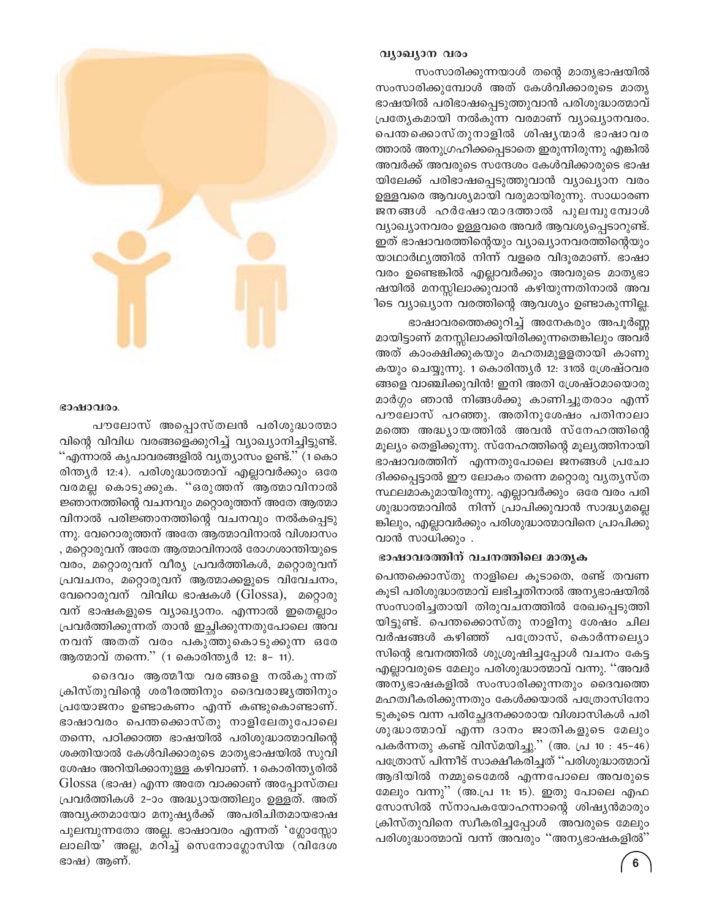## ഭാഷാവരം.

പൗലോസ് അപ്പൊസ്തലൻ പരിശുദ്ധാത്മാവിന്റെ വിവിധ വരങ്ങളെക്കുറിച്ച് വ്യാഖ്യാനിച്ചിട്ടുണ്ട്. ''എന്നാൽ കൃപാവരങ്ങളിൽ വ്യത്യാസം ഉണ്ട്.'' (1 കൊരിന്ത്യർ 12:4). പരിശുദ്ധാത്മാവ് എല്ലാവർക്കും ഒരേ വരമല്ല കൊടുക്കുക. ''ഒരുത്തന് ആത്മാവിനാൽ ജ്ഞാനത്തിന്റെ വചനവും മറ്റൊരുത്തന് അതേ ആത്മാവിനാൽ പരിജ്ഞാനത്തിന്റെ വചനവും നൽകപ്പെടുന്നു. വേറൊരുത്തന് അതേ ആത്മാവിനാൽ വിശ്വാസം , മറ്റൊരുവന് അതേ ആത്മാവിനാൽ രോഗശാന്തിയുടെ വരം, മറ്റൊരുവന് വീര്യ പ്രവർത്തികൾ, മറ്റൊരുവന് പ്രവചനം, മറ്റൊരുവന് ആത്മാക്കളുടെ വിവേചനം, വേറൊരുവന് വിവിധ ഭാഷകൾ (Glossa), മറ്റൊരുവന് ഭാഷകളുടെ വ്യാഖ്യാനം. എന്നാൽ ഇതെല്ലാം പ്രവർത്തിക്കുന്നത് താൻ ഇച്ഛിക്കുന്നതുപോലെ അവനവന് അതത് വരം പകുത്തുകൊടുക്കുന്ന ഒരേ ആത്മാവ് തന്നെ.'' (1 കൊരിന്ത്യർ 12: 8- 11).

ദൈവം ആത്മീയ വരങ്ങളെ നൽകുന്നത് ക്രിസ്തുവിന്റെ ശരീരത്തിനും ദൈവരാജ്യത്തിനും പ്രയോജനം ഉണ്ടാകണം എന്ന് കണ്ടുകൊണ്ടാണ്. ഭാഷാവരം പെന്തക്കൊസ്തു നാളിലേതുപോലെ തന്നെ, പഠിക്കാത്ത ഭാഷയിൽ പരിശുദ്ധാത്മാവിന്റെ ശക്തിയാൽ കേൾവിക്കാരുടെ മാതൃഭാഷയിൽ സുവിശേഷം അറിയിക്കാനുള്ള കഴിവാണ്. 1 കൊരിന്ത്യരിൽ Glossa (ഭാഷ) എന്ന അതേ വാക്കാണ് അപ്പോസ്തല പ്രവർത്തികൾ 2-ാം അദ്ധ്യായത്തിലും ഉള്ളത്. അത് അവ്യക്തമായോ മനുഷ്യർക്ക് അപരിചിതമായഭാഷ പുലമ്പുന്നതോ അല്ല. ഭാഷാവരം എന്നത് 'ഗ്ലോസ്സോലാലിയ' അല്ല, മറിച്ച് സെനോഗ്ലോസിയ (വിദേശ ഭാഷ) ആണ്.

## വ്യാഖ്യാന വരം

സംസാരിക്കുന്നയാൾ തന്റെ മാതൃഭാഷയിൽ സംസാരിക്കുമ്പോൾ അത് കേൾവിക്കാരുടെ മാതൃഭാഷയിൽ പരിഭാഷപ്പെടുത്തുവാൻ പരിശുദ്ധാത്മാവ് പ്രത്യേകമായി നൽകുന്ന വരമാണ് വ്യാഖ്യാനവരം. പെന്തക്കൊസ്തുനാളിൽ ശിഷ്യന്മാർ ഭാഷാവരത്താൽ അനുഗ്രഹിക്കപ്പെടാതെ ഇരുന്നിരുന്നു എങ്കിൽ അവർക്ക് അവരുടെ സന്ദേശം കേൾവിക്കാരുടെ ഭാഷയിലേക്ക് പരിഭാഷപ്പെടുത്തുവാൻ വ്യാഖ്യാന വരം ഉള്ളവരെ ആവശ്യമായി വരുമായിരുന്നു. സാധാരണ ജനങ്ങൾ ഹർഷോന്മാദത്താൽ പുലമ്പുമ്പോൾ വ്യാഖ്യാനവരം ഉള്ളവരെ അവർ ആവശ്യപ്പെടാറുണ്ട്. ഇത് ഭാഷാവരത്തിന്റെയും വ്യാഖ്യാനവരത്തിന്റെയും യാഥാർത്ഥ്യത്തിൽ നിന്ന് വളരെ വിദൂരമാണ്. ഭാഷാവരം ഉണ്ടെങ്കിൽ എല്ലാവർക്കും അവരുടെ മാതൃഭാഷയിൽ മനസ്സിലാക്കുവാൻ കഴിയുന്നതിനാൽ അവിടെ വ്യാഖ്യാന വരത്തിന്റെ ആവശ്യം ഉണ്ടാകുന്നില്ല.

ഭാഷാവരത്തെക്കുറിച്ച് അനേകരും അപൂർണ്ണമായിട്ടാണ് മനസ്സിലാക്കിയിരിക്കുന്നതെങ്കിലും അവർ അത് കാംക്ഷിക്കുകയും മഹത്വമുള്ളതായി കാണുകയും ചെയ്യുന്നു. 1 കൊരിന്ത്യർ 12: 31ൽ ശ്രേഷ്ഠവരങ്ങളെ വാഞ്ഛിക്കുവിൻ! ഇനി അതി ശ്രേഷ്ഠമായൊരു മാർഗ്ഗം ഞാൻ നിങ്ങൾക്കു കാണിച്ചുതരാം എന്ന് പൗലോസ് പറഞ്ഞു. അതിനുശേഷം പതിനാലാമത്തെ അദ്ധ്യായത്തിൽ അവൻ സ്നേഹത്തിന്റെ മൂല്യം തെളിക്കുന്നു. സ്നേഹത്തിന്റെ മൂല്യത്തിനായി ഭാഷാവരത്തിന് എന്നതുപോലെ ജനങ്ങൾ പ്രചോദിക്കപ്പെട്ടാൽ ഈ ലോകം തന്നെ മറ്റൊരു വ്യത്യസ്ത സ്ഥലമാകുമായിരുന്നു. എല്ലാവർക്കും ഒരേ വരം പരിശുദ്ധാത്മാവിൽ നിന്ന് പ്രാപിക്കുവാൻ സാദ്ധ്യമല്ലെങ്കിലും, എല്ലാവർക്കും പരിശുദ്ധാത്മാവിനെ പ്രാപിക്കുവാൻ സാധിക്കും .

## ഭാഷാവരത്തിന് വചനത്തിലെ മാതൃക

പെന്തക്കൊസ്തു നാളിലെ കൂടാതെ, രണ്ട് തവണ കൂടി പരിശുദ്ധാത്മാവ് ലഭിച്ചതിനാൽ അന്യഭാഷയിൽ സംസാരിച്ചതായി തിരുവചനത്തിൽ രേഖപ്പെടുത്തിയിട്ടുണ്ട്. പെന്തക്കൊസ്തു നാളിനു ശേഷം ചില വർഷങ്ങൾ കഴിഞ്ഞ് പത്രോസ്, കൊർന്നല്യൊസിന്റെ ഭവനത്തിൽ ശുശ്രൂഷിച്ചപ്പോൾ വചനം കേട്ട എല്ലാവരുടെ മേലും പരിശുദ്ധാത്മാവ് വന്നു. ''അവർ അന്യഭാഷകളിൽ സംസാരിക്കുന്നതും ദൈവത്തെ മഹത്വീകരിക്കുന്നതും കേൾക്കയാൽ പത്രോസിനോടുകൂടെ വന്ന പരിച്ഛേദനക്കാരായ വിശ്വാസികൾ പരിശുദ്ധാത്മാവ് എന്ന ദാനം ജാതികളുടെ മേലും പകർന്നതു കണ്ട് വിസ്മയിച്ചു.'' (അ. പ്ര 10 : 45-46) പത്രോസ് പിന്നീട് സാക്ഷീകരിച്ചത് ''പരിശുദ്ധാത്മാവ് ആദിയിൽ നമ്മുടെമേൽ എന്നപോലെ അവരുടെ മേലും വന്നു'' (അ.പ്ര 11: 15). ഇതു പോലെ എഫസോസിൽ സ്നാപകയോഹന്നാന്റെ ശിഷ്യൻമാരും ക്രിസ്തുവിനെ സ്വീകരിച്ചപ്പോൾ അവരുടെ മേലും പരിശുദ്ധാത്മാവ് വന്ന് അവരും ''അന്യഭാഷകളിൽ''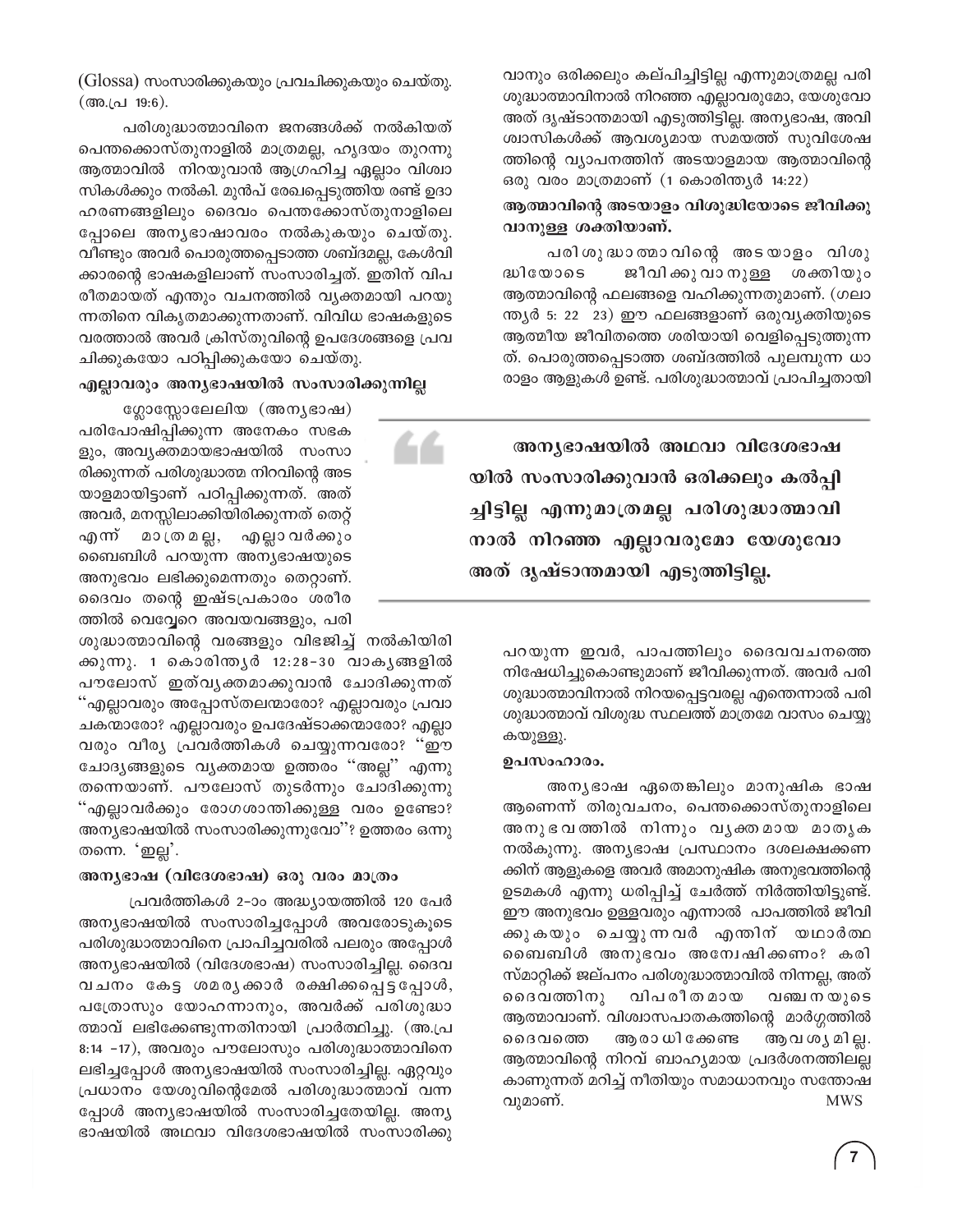(Glossa) സംസാരിക്കുകയും പ്രവചിക്കുകയും ചെയ്തു. (അ.പ്ര 19:6).

പരിശുദ്ധാത്മാവിനെ ജനങ്ങൾക്ക് നൽകിയത് പെന്തക്കോസ്തുനാളിൽ മാത്രമല്ല, ഹൃദയം തുറന്നു ആത്മാവിൽ നിറയുവാൻ ആഗ്രഹിച്ച ഏല്ലാം വിശ്വാസികൾക്കും നൽകി. മുൻപ് രേഖപ്പെടുത്തിയ രണ്ട് ഉദാഹരണങ്ങളിലും ദൈവം പെന്തക്കോസ്തുനാളിലെപ്പോലെ അന്യഭാഷാവരം നൽകുകയും ചെയ്തു. വീണ്ടും അവർ പൊരുത്തപ്പെടാത്ത ശബ്ദമല്ല, കേൾവിക്കാരന്റെ ഭാഷകളിലാണ് സംസാരിച്ചത്. ഇതിന് വിപരീതമായത് എന്തും വചനത്തിൽ വ്യക്തമായി പറയുന്നതിനെ വികൃതമാക്കുന്നതാണ്. വിവിധ ഭാഷകളുടെ വരത്താൽ അവർ ക്രിസ്തുവിന്റെ ഉപദേശങ്ങളെ പ്രവചിക്കുകയോ പഠിപ്പിക്കുകയോ ചെയ്തു.

### എല്ലാവരും അന്യഭാഷയിൽ സംസാരിക്കുന്നില്ല

ഗ്ലോസ്സോലേലിയ (അന്യഭാഷ) പരിപോഷിപ്പിക്കുന്ന അനേകം സഭകളും, അവ്യക്തമായഭാഷയിൽ സംസാരിക്കുന്നത് പരിശുദ്ധാത്മ നിറവിന്റെ അടയാളമായിട്ടാണ് പഠിപ്പിക്കുന്നത്. അത് അവർ, മനസ്സിലാക്കിയിരിക്കുന്നത് തെറ്റ് എന്ന് മാത്രമല്ല, എല്ലാവർക്കും ബൈബിൾ പറയുന്ന അന്യഭാഷയുടെ അനുഭവം ലഭിക്കുമെന്നതും തെറ്റാണ്. ദൈവം തന്റെ ഇഷ്ടപ്രകാരം ശരീരത്തിൽ വെവ്വേറെ അവയവങ്ങളും, പരിശുദ്ധാത്മാവിന്റെ വരങ്ങളും വിഭജിച്ച് നൽകിയിരിക്കുന്നു. 1 കൊരിന്ത്യർ 12:28-30 വാക്യങ്ങളിൽ പൗലോസ് ഇത്വ്യക്തമാക്കുവാൻ ചോദിക്കുന്നത് "എല്ലാവരും അപ്പോസ്തലന്മാരോ? എല്ലാവരും പ്രവാചകന്മാരോ? എല്ലാവരും ഉപദേഷ്ടാക്കന്മാരോ? എല്ലാവരും വീര്യ പ്രവർത്തികൾ ചെയ്യുന്നവരോ? "ഈ ചോദ്യങ്ങളുടെ വ്യക്തമായ ഉത്തരം "അല്ല" എന്നു തന്നെയാണ്. പൗലോസ് തുടർന്നും ചോദിക്കുന്നു "എല്ലാവർക്കും രോഗശാന്തിക്കുള്ള വരം ഉണ്ടോ? അന്യഭാഷയിൽ സംസാരിക്കുന്നുവോ"? ഉത്തരം ഒന്നു തന്നെ. 'ഇല്ല'.

### അന്യഭാഷ (വിദേശഭാഷ) ഒരു വരം മാത്രം

പ്രവർത്തികൾ 2-ാം അദ്ധ്യായത്തിൽ 120 പേർ അന്യഭാഷയിൽ സംസാരിച്ചപ്പോൾ അവരോടുകൂടെ പരിശുദ്ധാത്മാവിനെ പ്രാപിച്ചവരിൽ പലരും അപ്പോൾ അന്യഭാഷയിൽ (വിദേശഭാഷ) സംസാരിച്ചില്ല. ദൈവവചനം കേട്ട ശമര്യക്കാർ രക്ഷിക്കപ്പെട്ടപ്പോൾ, പത്രോസും യോഹന്നാനും, അവർക്ക് പരിശുദ്ധാത്മാവ് ലഭിക്കേണ്ടുന്നതിനായി പ്രാർത്ഥിച്ചു. (അ.പ്ര 8:14 -17), അവരും പൗലോസും പരിശുദ്ധാത്മാവിനെ ലഭിച്ചപ്പോൾ അന്യഭാഷയിൽ സംസാരിച്ചില്ല. ഏറ്റവും പ്രധാനം യേശുവിന്റെമേൽ പരിശുദ്ധാത്മാവ് വന്നപ്പോൾ അന്യഭാഷയിൽ സംസാരിച്ചതേയില്ല. അന്യഭാഷയിൽ അഥവാ വിദേശഭാഷയിൽ സംസാരിക്കുവാനും ഒരിക്കലും കല്പിച്ചിട്ടില്ല എന്നുമാത്രമല്ല പരിശുദ്ധാത്മാവിനാൽ നിറഞ്ഞ എല്ലാവരുമോ, യേശുവോ അത് ദൃഷ്ടാന്തമായി എടുത്തിട്ടില്ല. അന്യഭാഷ, അവിശ്വാസികൾക്ക് ആവശ്യമായ സമയത്ത് സുവിശേഷത്തിന്റെ വ്യാപനത്തിന് അടയാളമായ ആത്മാവിന്റെ ഒരു വരം മാത്രമാണ് (1 കൊരിന്ത്യർ 14:22)

### ആത്മാവിന്റെ അടയാളം വിശുദ്ധിയോടെ ജീവിക്കുവാനുള്ള ശക്തിയാണ്.

പരിശുദ്ധാത്മാവിന്റെ അടയാളം വിശുദ്ധിയോടെ ജീവിക്കുവാനുള്ള ശക്തിയും ആത്മാവിന്റെ ഫലങ്ങളെ വഹിക്കുന്നതുമാണ്. (ഗലാത്യർ 5: 22 23) ഈ ഫലങ്ങളാണ് ഒരുവ്യക്തിയുടെ ആത്മീയ ജീവിതത്തെ ശരിയായി വെളിപ്പെടുത്തുന്നത്. പൊരുത്തപ്പെടാത്ത ശബ്ദത്തിൽ പുലമ്പുന്ന ധാരാളം ആളുകൾ ഉണ്ട്. പരിശുദ്ധാത്മാവ് പ്രാപിച്ചതായി

> **അന്യഭാഷയിൽ അഥവാ വിദേശഭാഷയിൽ സംസാരിക്കുവാൻ ഒരിക്കലും കൽപ്പിച്ചിട്ടില്ല എന്നുമാത്രമല്ല പരിശുദ്ധാത്മാവിനാൽ നിറഞ്ഞ എല്ലാവരുമോ യേശുവോ അത് ദൃഷ്ടാന്തമായി എടുത്തിട്ടില്ല.**

പറയുന്ന ഇവർ, പാപത്തിലും ദൈവവചനത്തെ നിഷേധിച്ചുകൊണ്ടുമാണ് ജീവിക്കുന്നത്. അവർ പരിശുദ്ധാത്മാവിനാൽ നിറയപ്പെട്ടവരല്ല എന്തെന്നാൽ പരിശുദ്ധാത്മാവ് വിശുദ്ധ സ്ഥലത്ത് മാത്രമേ വാസം ചെയ്യുകയുള്ളു.

### ഉപസംഹാരം.

അന്യഭാഷ ഏതെങ്കിലും മാനുഷിക ഭാഷ ആണെന്ന് തിരുവചനം, പെന്തക്കോസ്തുനാളിലെ അനുഭവത്തിൽ നിന്നും വ്യക്തമായ മാതൃക നൽകുന്നു. അന്യഭാഷ പ്രസ്ഥാനം ദശലക്ഷക്കണക്കിന് ആളുകളെ അവർ അമാനുഷിക അനുഭവത്തിന്റെ ഉടമകൾ എന്നു ധരിപ്പിച്ച് ചേർത്ത് നിർത്തിയിട്ടുണ്ട്. ഈ അനുഭവം ഉള്ളവരും എന്നാൽ പാപത്തിൽ ജീവിക്കുകയും ചെയ്യുന്നവർ എന്തിന് യഥാർത്ഥ ബൈബിൾ അനുഭവം അന്വേഷിക്കണം? കരിസ്മാറ്റിക്ക് ജല്പനം പരിശുദ്ധാത്മാവിൽ നിന്നല്ല, അത് ദൈവത്തിനു വിപരീതമായ വഞ്ചനയുടെ ആത്മാവാണ്. വിശ്വാസപാതകത്തിന്റെ മാർഗ്ഗത്തിൽ ദൈവത്തെ ആരാധിക്കേണ്ട ആവശ്യമില്ല. ആത്മാവിന്റെ നിറവ് ബാഹ്യമായ പ്രദർശനത്തിലല്ല കാണുന്നത് മറിച്ച് നീതിയും സമാധാനവും സന്തോഷവുമാണ്.

MWS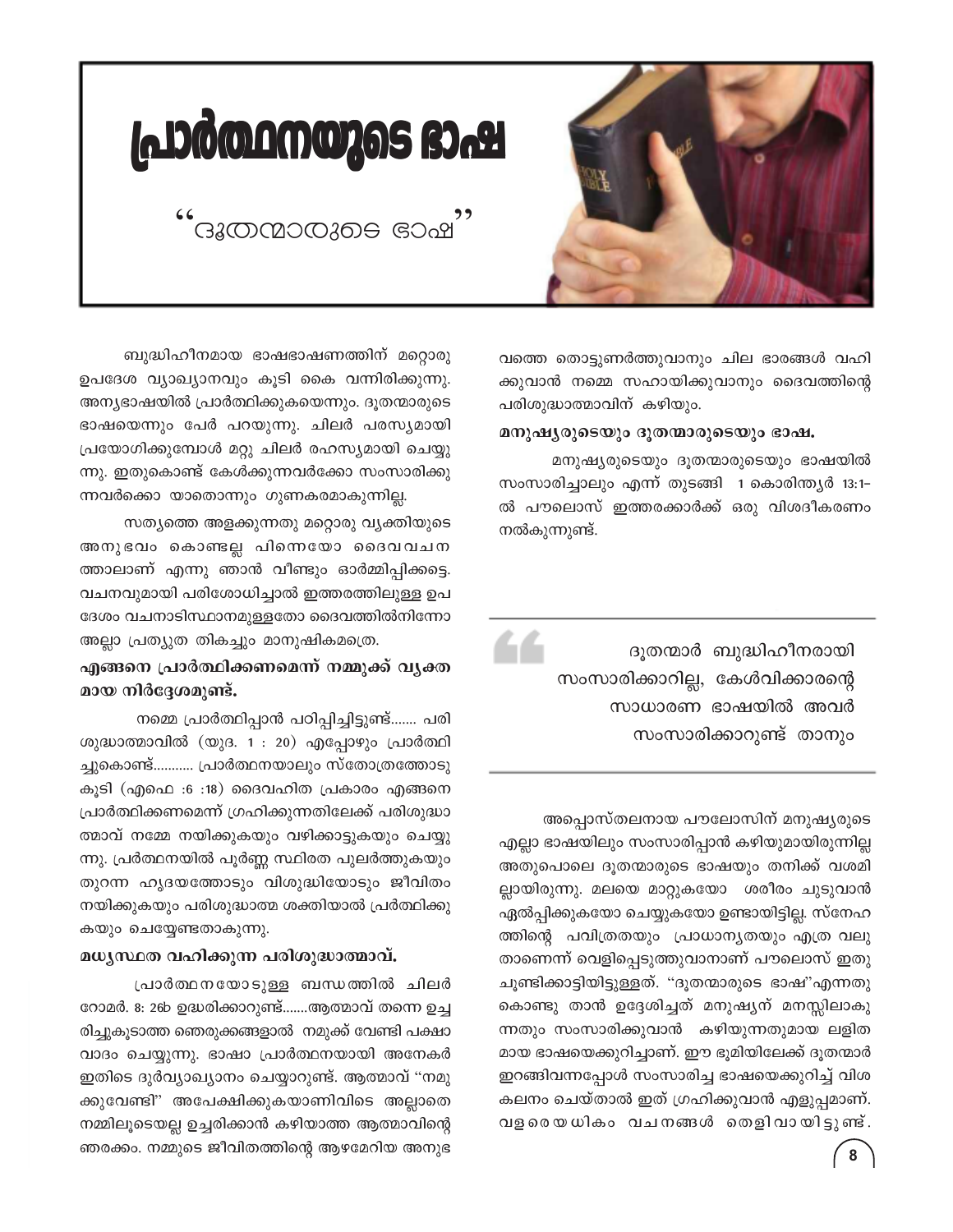# പ്രാർത്ഥനയുടെ ഭാഷ

## "ദൂതന്മാരുടെ ഭാഷ"

ബുദ്ധിഹീനമായ ഭാഷഭാഷണത്തിന് മറ്റൊരു ഉപദേശ വ്യാഖ്യാനവും കൂടി കൈ വന്നിരിക്കുന്നു. അന്യഭാഷയിൽ പ്രാർത്ഥിക്കുകയെന്നും. ദൂതന്മാരുടെ ഭാഷയെന്നും പേർ പറയുന്നു. ചിലർ പരസ്യമായി പ്രയോഗിക്കുമ്പോൾ മറ്റു ചിലർ രഹസ്യമായി ചെയ്യുന്നു. ഇതുകൊണ്ട് കേൾക്കുന്നവർക്കോ സംസാരിക്കുന്നവർക്കൊ യാതൊന്നും ഗുണകരമാകുന്നില്ല.

സത്യത്തെ അളക്കുന്നതു മറ്റൊരു വ്യക്തിയുടെ അനുഭവം കൊണ്ടല്ല പിന്നെയോ ദൈവവചനത്താലാണ് എന്നു ഞാൻ വീണ്ടും ഓർമ്മിപ്പിക്കട്ടെ. വചനവുമായി പരിശോധിച്ചാൽ ഇത്തരത്തിലുള്ള ഉപദേശം വചനാടിസ്ഥാനമുള്ളതോ ദൈവത്തിൽനിന്നോ അല്ലാ പ്രത്യുത തികച്ചും മാനുഷികമത്രെ.

### എങ്ങനെ പ്രാർത്ഥിക്കണമെന്ന് നമ്മുക്ക് വ്യക്തമായ നിർദ്ദേശമുണ്ട്.

നമ്മെ പ്രാർത്ഥിപ്പാൻ പഠിപ്പിച്ചിട്ടുണ്ട്....... പരിശുദ്ധാത്മാവിൽ (യൂദ. 1 : 20) എപ്പോഴും പ്രാർത്ഥിച്ചുകൊണ്ട്........... പ്രാർത്ഥനയാലും സ്തോത്രത്തോടു കൂടി (എഫെ :6 :18) ദൈവഹിത പ്രകാരം എങ്ങനെ പ്രാർത്ഥിക്കണമെന്ന് ഗ്രഹിക്കുന്നതിലേക്ക് പരിശുദ്ധാത്മാവ് നമ്മേ നയിക്കുകയും വഴിക്കാട്ടുകയും ചെയ്യുന്നു. പ്രർത്ഥനയിൽ പൂർണ്ണ സ്ഥിരത പുലർത്തുകയും തുറന്ന ഹൃദയത്തോടും വിശുദ്ധിയോടും ജീവിതം നയിക്കുകയും പരിശുദ്ധാത്മ ശക്തിയാൽ പ്രർത്ഥിക്കുകയും ചെയ്യേണ്ടതാകുന്നു.

### മധ്യസ്ഥത വഹിക്കുന്ന പരിശുദ്ധാത്മാവ്.

പ്രാർത്ഥനയോടുള്ള ബന്ധത്തിൽ ചിലർ റോമർ. 8: 26b ഉദ്ധരിക്കാറുണ്ട്.......ആത്മാവ് തന്നെ ഉച്ചരിച്ചുകൂടാത്ത ഞെരുക്കങ്ങളാൽ നമുക്ക് വേണ്ടി പക്ഷാവാദം ചെയ്യുന്നു. ഭാഷാ പ്രാർത്ഥനയായി അനേകർ ഇതിടെ ദുർവ്യാഖ്യാനം ചെയ്യാറുണ്ട്. ആത്മാവ് "നമുക്കുവേണ്ടി" അപേക്ഷിക്കുകയാണിവിടെ അല്ലാതെ നമ്മിലൂടെയല്ല ഉച്ചരിക്കാൻ കഴിയാത്ത ആത്മാവിന്റെ ഞരക്കം. നമ്മുടെ ജീവിതത്തിന്റെ ആഴമേറിയ അനുഭവത്തെ തൊട്ടുണർത്തുവാനും ചില ഭാരങ്ങൾ വഹിക്കുവാൻ നമ്മെ സഹായിക്കുവാനും ദൈവത്തിന്റെ പരിശുദ്ധാത്മാവിന് കഴിയും.

### മനുഷ്യരുടെയും ദൂതന്മാരുടെയും ഭാഷ.

മനുഷ്യരുടെയും ദൂതന്മാരുടെയും ഭാഷയിൽ സംസാരിച്ചാലും എന്ന് തുടങ്ങി 1 കൊരിന്ത്യർ 13:1–ൽ പൗലൊസ് ഇത്തരക്കാർക്ക് ഒരു വിശദീകരണം നൽകുന്നുണ്ട്.

> ദൂതന്മാർ ബുദ്ധിഹീനരായി സംസാരിക്കാറില്ല, കേൾവിക്കാരന്റെ സാധാരണ ഭാഷയിൽ അവർ സംസാരിക്കാറുണ്ട് താനും

അപ്പൊസ്തലനായ പൗലോസിന് മനുഷ്യരുടെ എല്ലാ ഭാഷയിലും സംസാരിപ്പാൻ കഴിയുമായിരുന്നില്ല അതുപൊലെ ദൂതന്മാരുടെ ഭാഷയും തനിക്ക് വശമില്ലായിരുന്നു. മലയെ മാറ്റുകയോ ശരീരം ചുടുവാൻ ഏൽപ്പിക്കുകയോ ചെയ്യുകയോ ഉണ്ടായിട്ടില്ല. സ്നേഹത്തിന്റെ പവിത്രതയും പ്രാധാന്യതയും എത്ര വലുതാണെന്ന് വെളിപ്പെടുത്തുവാനാണ് പൗലൊസ് ഇതു ചൂണ്ടിക്കാട്ടിയിട്ടുള്ളത്. "ദൂതന്മാരുടെ ഭാഷ"എന്നതു കൊണ്ടു താൻ ഉദ്ദേശിച്ചത് മനുഷ്യന് മനസ്സിലാകുന്നതും സംസാരിക്കുവാൻ കഴിയുന്നതുമായ ലളിതമായ ഭാഷയെക്കുറിച്ചാണ്. ഈ ഭൂമിയിലേക്ക് ദൂതന്മാർ ഇറങ്ങിവന്നപ്പോൾ സംസാരിച്ച ഭാഷയെക്കുറിച്ച് വിശകലനം ചെയ്താൽ ഇത് ഗ്രഹിക്കുവാൻ എളുപ്പമാണ്. വളരെയധികം വചനങ്ങൾ തെളിവായിട്ടുണ്ട്.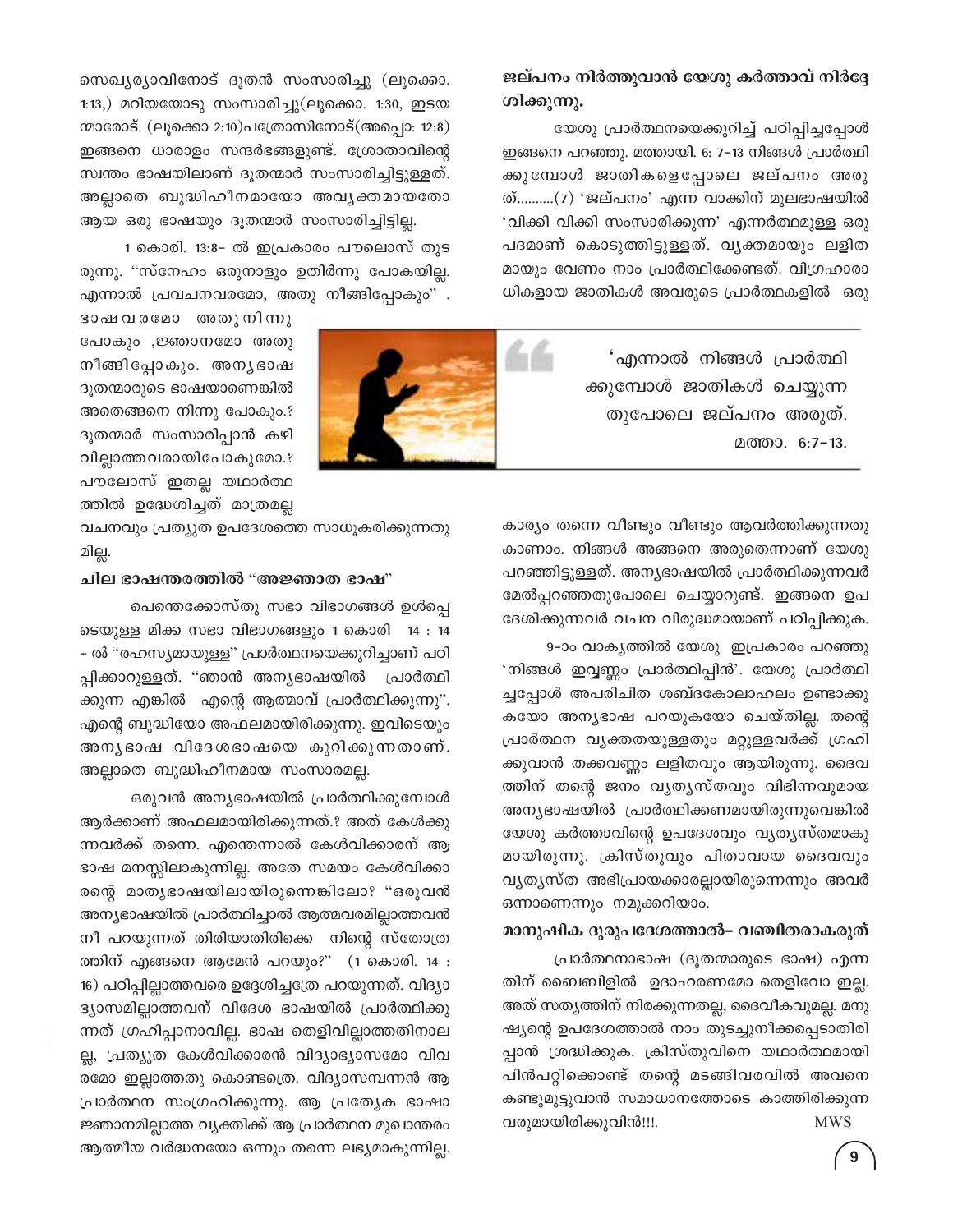സെഖര്യാവിനോട് ദൂതൻ സംസാരിച്ചു (ലൂക്കൊ. 1:13,) മറിയയോടു സംസാരിച്ചു(ലൂക്കൊ. 1:30, ഇടയന്മാരോട്. (ലൂക്കൊ 2:10)പത്രോസിനോട്(അപ്പൊ: 12:8) ഇങ്ങനെ ധാരാളം സന്ദർഭങ്ങളുണ്ട്. ശ്രോതാവിന്റെ സ്വന്തം ഭാഷയിലാണ് ദൂതന്മാർ സംസാരിച്ചിട്ടുള്ളത്. അല്ലാതെ ബുദ്ധിഹീനമായോ അവ്യക്തമായതോ ആയ ഒരു ഭാഷയും ദൂതന്മാർ സംസാരിച്ചിട്ടില്ല.

1 കൊരി. 13:8– ൽ ഇപ്രകാരം പൗലൊസ് തുടരുന്നു. "സ്നേഹം ഒരുനാളും ഉതിർന്നു പോകയില്ല. എന്നാൽ പ്രവചനവരമോ, അതു നീങ്ങിപ്പോകും" . ഭാഷവരമോ അതു നിന്നു പോകും ,ജ്ഞാനമോ അതു നീങ്ങിപ്പോകും. അന്യഭാഷ ദൂതന്മാരുടെ ഭാഷയാണെങ്കിൽ അതെങ്ങനെ നിന്നു പോകും.? ദൂതന്മാർ സംസാരിപ്പാൻ കഴിവില്ലാത്തവരായിപോകുമോ.? പൗലോസ് ഇതല്ല യഥാർത്ഥത്തിൽ ഉദ്ധേശിച്ചത് മാത്രമല്ല വചനവും പ്രത്യുത ഉപദേശത്തെ സാധൂകരിക്കുന്നതുമില്ല.

### ചില ഭാഷന്തരത്തിൽ "അജ്ഞാത ഭാഷ"

പെന്തെക്കോസ്തു സഭാ വിഭാഗങ്ങൾ ഉൾപ്പെടെയുള്ള മിക്ക സഭാ വിഭാഗങ്ങളും 1 കൊരി 14 : 14 – ൽ "രഹസ്യമായുള്ള" പ്രാർത്ഥനയെക്കുറിച്ചാണ് പഠിപ്പിക്കാറുള്ളത്. "ഞാൻ അന്യഭാഷയിൽ പ്രാർത്ഥിക്കുന്ന എങ്കിൽ എന്റെ ആത്മാവ് പ്രാർത്ഥിക്കുന്നു". എന്റെ ബുദ്ധിയോ അഫലമായിരിക്കുന്നു. ഇവിടെയും അന്യഭാഷ വിദേശഭാഷയെ കുറിക്കുന്നതാണ്. അല്ലാതെ ബുദ്ധിഹീനമായ സംസാരമല്ല.

ഒരുവൻ അന്യഭാഷയിൽ പ്രാർത്ഥിക്കുമ്പോൾ ആർക്കാണ് അഫലമായിരിക്കുന്നത്.? അത് കേൾക്കുന്നവർക്ക് തന്നെ. എന്തെന്നാൽ കേൾവിക്കാരന് ആ ഭാഷ മനസ്സിലാകുന്നില്ല. അതേ സമയം കേൾവിക്കാരന്റെ മാതൃഭാഷയിലായിരുന്നെങ്കിലോ? "ഒരുവൻ അന്യഭാഷയിൽ പ്രാർത്ഥിച്ചാൽ ആത്മവരമില്ലാത്തവൻ നീ പറയുന്നത് തിരിയാതിരിക്കെ നിന്റെ സ്തോത്രത്തിന് എങ്ങനെ ആമേൻ പറയും?" (1 കൊരി. 14 : 16) പഠിപ്പില്ലാത്തവരെ ഉദ്ദേശിച്ചത്രേ പറയുന്നത്. വിദ്യാഭ്യാസമില്ലാത്തവന് വിദേശ ഭാഷയിൽ പ്രാർത്ഥിക്കുന്നത് ഗ്രഹിപ്പാനാവില്ല. ഭാഷ തെളിവില്ലാത്തതിനാലല്ല, പ്രത്യുത കേൾവിക്കാരൻ വിദ്യാഭ്യാസമോ വിവരമോ ഇല്ലാത്തതു കൊണ്ടത്രെ. വിദ്യാസമ്പന്നൻ ആ പ്രാർത്ഥന സംഗ്രഹിക്കുന്നു. ആ പ്രത്യേക ഭാഷാജ്ഞാനമില്ലാത്ത വ്യക്തിക്ക് ആ പ്രാർത്ഥന മുഖാന്തരം ആത്മീയ വർദ്ധനയോ ഒന്നും തന്നെ ലഭ്യമാകുന്നില്ല.

### ജല്പനം നിർത്തുവാൻ യേശു കർത്താവ് നിർദ്ദേശിക്കുന്നു.

യേശു പ്രാർത്ഥനയെക്കുറിച്ച് പഠിപ്പിച്ചപ്പോൾ ഇങ്ങനെ പറഞ്ഞു. മത്തായി. 6: 7–13 നിങ്ങൾ പ്രാർത്ഥിക്കുമ്പോൾ ജാതികളെപ്പോലെ ജല്പനം അരുത്..........(7) 'ജല്പനം' എന്ന വാക്കിന് മൂലഭാഷയിൽ 'വിക്കി വിക്കി സംസാരിക്കുന്ന' എന്നർത്ഥമുള്ള ഒരു പദമാണ് കൊടുത്തിട്ടുള്ളത്. വ്യക്തമായും ലളിതമായും വേണം നാം പ്രാർത്ഥിക്കേണ്ടത്. വിഗ്രഹാരാധികളായ ജാതികൾ അവരുടെ പ്രാർത്ഥനകളിൽ ഒരു കാര്യം തന്നെ വീണ്ടും വീണ്ടും ആവർത്തിക്കുന്നതു കാണാം. നിങ്ങൾ അങ്ങനെ അരുതെന്നാണ് യേശു പറഞ്ഞിട്ടുള്ളത്. അന്യഭാഷയിൽ പ്രാർത്ഥിക്കുന്നവർ മേൽപ്പറഞ്ഞതുപോലെ ചെയ്യാറുണ്ട്. ഇങ്ങനെ ഉപദേശിക്കുന്നവർ വചന വിരുദ്ധമായാണ് പഠിപ്പിക്കുക.

> 'എന്നാൽ നിങ്ങൾ പ്രാർത്ഥിക്കുമ്പോൾ ജാതികൾ ചെയ്യുന്നതുപോലെ ജല്പനം അരുത്.
> മത്താ. 6:7–13.

9–ാം വാക്യത്തിൽ യേശു ഇപ്രകാരം പറഞ്ഞു 'നിങ്ങൾ ഇവ്വണ്ണം പ്രാർത്ഥിപ്പിൻ'. യേശു പ്രാർത്ഥിച്ചപ്പോൾ അപരിചിത ശബ്ദകോലാഹലം ഉണ്ടാക്കുകയോ അന്യഭാഷ പറയുകയോ ചെയ്തില്ല. തന്റെ പ്രാർത്ഥന വ്യക്തതയുള്ളതും മറ്റുള്ളവർക്ക് ഗ്രഹിക്കുവാൻ തക്കവണ്ണം ലളിതവും ആയിരുന്നു. ദൈവത്തിന് തന്റെ ജനം വ്യത്യസ്തവും വിഭിന്നവുമായ അന്യഭാഷയിൽ പ്രാർത്ഥിക്കണമായിരുന്നുവെങ്കിൽ യേശു കർത്താവിന്റെ ഉപദേശവും വ്യത്യസ്തമാകുമായിരുന്നു. ക്രിസ്തുവും പിതാവായ ദൈവവും വ്യത്യസ്ത അഭിപ്രായക്കാരല്ലായിരുന്നെന്നും അവർ ഒന്നാണെന്നും നമുക്കറിയാം.

### മാനുഷിക ദുരുപദേശത്താൽ– വഞ്ചിതരാകരുത്

പ്രാർത്ഥനാഭാഷ (ദൂതന്മാരുടെ ഭാഷ) എന്നതിന് ബൈബിളിൽ ഉദാഹരണമോ തെളിവോ ഇല്ല. അത് സത്യത്തിന് നിരക്കുന്നതല്ല, ദൈവീകവുമല്ല. മനുഷ്യന്റെ ഉപദേശത്താൽ നാം തുടച്ചുനീക്കപ്പെടാതിരിപ്പാൻ ശ്രദ്ധിക്കുക. ക്രിസ്തുവിനെ യഥാർത്ഥമായി പിൻപറ്റിക്കൊണ്ട് തന്റെ മടങ്ങിവരവിൽ അവനെ കണ്ടുമുട്ടുവാൻ സമാധാനത്തോടെ കാത്തിരിക്കുന്നവരുമായിരിക്കുവിൻ!!!.

MWS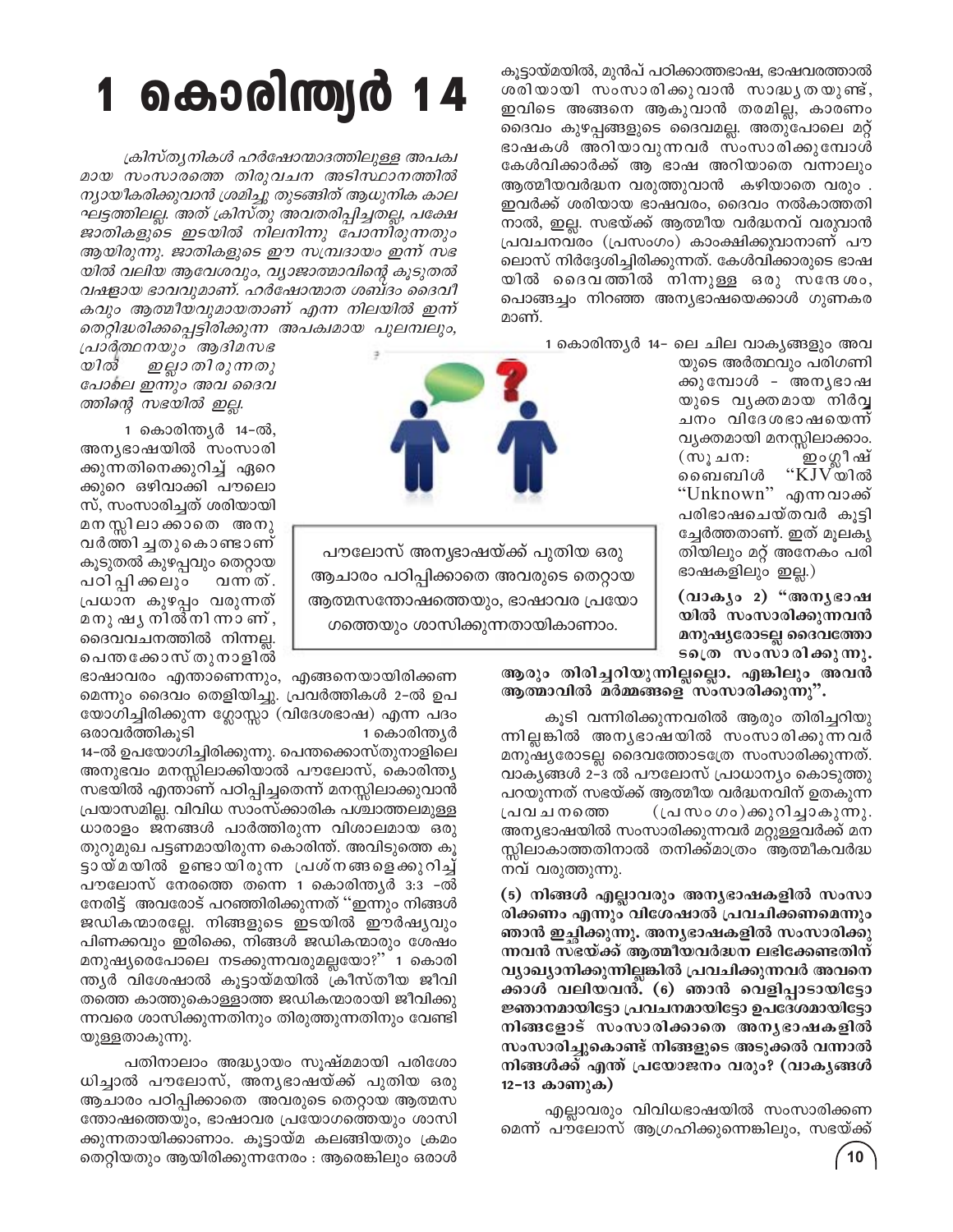# 1 കൊരിന്ത്യർ 14

*ക്രിസ്ത്യനികൾ ഹർഷോന്മാദത്തിലുള്ള അപക്വമായ സംസാരത്തെ തിരുവചന അടിസ്ഥാനത്തിൽ ന്യായീകരിക്കുവാൻ ശ്രമിച്ചു തുടങ്ങിയ് ആധുനിക കാലഘട്ടത്തിലല്ല. അത് ക്രിസ്തു അവതരിപ്പിച്ചതല്ല, പക്ഷേ ജാതികളുടെ ഇടയിൽ നിലനിന്നു പോന്നിരുന്നതും ആയിരുന്നു. ജാതികളുടെ ഈ സമ്പ്രദായം ഇന്ന് സഭയിൽ വലിയ ആവേശവും, വ്യാജാത്മാവിന്റെ കൂടുതൽ വഷളായ ഭാവവുമാണ്. ഹർഷോന്മാത ശബ്ദം ദൈവീകവും ആത്മീയവുമായതാണ് എന്ന നിലയിൽ ഇന്ന് തെറ്റിദ്ധരിക്കപ്പെട്ടിരിക്കുന്ന അപക്വമായ പുലമ്പലും, പ്രാർത്ഥനയും ആദിമസഭയിൽ ഇല്ലാതിരുന്നതു പോലെ ഇന്നും അവ ദൈവത്തിന്റെ സഭയിൽ ഇല്ല.*

1 കൊരിന്ത്യർ 14–ൽ, അന്യഭാഷയിൽ സംസാരിക്കുന്നതിനെക്കുറിച്ച് ഏറെക്കുറെ ഒഴിവാക്കി പൗലൊസ്, സംസാരിച്ചത് ശരിയായി മനസ്സിലാക്കാതെ അനുവർത്തിച്ചതുകൊണ്ടാണ് കൂടുതൽ കുഴപ്പവും തെറ്റായ പഠിപ്പിക്കലും വന്നത്. പ്രധാന കുഴപ്പം വരുന്നത് മനുഷ്യനിൽനിന്നാണ്, ദൈവവചനത്തിൽ നിന്നല്ല. പെന്തക്കോസ്തുനാളിൽ ഭാഷാവരം എന്താണെന്നും, എങ്ങനെയായിരിക്കണമെന്നും ദൈവം തെളിയിച്ചു. പ്രവർത്തികൾ 2–ൽ ഉപയോഗിച്ചിരിക്കുന്ന ഗ്ലോസ്സാ (വിദേശഭാഷ) എന്ന പദം ഒരാവർത്തികൂടി 1 കൊരിന്ത്യർ 14–ൽ ഉപയോഗിച്ചിരിക്കുന്നു. പെന്തക്കൊസ്തുനാളിലെ അനുഭവം മനസ്സിലാക്കിയാൽ പൗലോസ്, കൊരിന്ത്യ സഭയിൽ എന്താണ് പഠിപ്പിച്ചതെന്ന് മനസ്സിലാക്കുവാൻ പ്രയാസമില്ല. വിവിധ സാംസ്ക്കാരിക പശ്ചാത്തലമുള്ള ധാരാളം ജനങ്ങൾ പാർത്തിരുന്ന വിശാലമായ ഒരു തുറുമുഖ പട്ടണമായിരുന്ന കൊരിന്ത്. അവിടുത്തെ കൂട്ടായ്മയിൽ ഉണ്ടായിരുന്ന പ്രശ്നങ്ങളെക്കുറിച്ച് പൗലോസ് നേരത്തെ തന്നെ 1 കൊരിന്ത്യർ 3:3 –ൽ നേരിട്ട് അവരോട് പറഞ്ഞിരിക്കുന്നത് "ഇന്നും നിങ്ങൾ ജഡികന്മാരല്ലേ. നിങ്ങളുടെ ഇടയിൽ ഈർഷ്യവും പിണക്കവും ഇരിക്കെ, നിങ്ങൾ ജഡികന്മാരും ശേഷം മനുഷ്യരെപോലെ നടക്കുന്നവരുമല്ലയോ?" 1 കൊരിന്ത്യർ വിശേഷാൽ കൂട്ടായ്മയിൽ ക്രിസ്തീയ ജീവിതത്തെ കാത്തുകൊള്ളാത്ത ജഡികന്മാരായി ജീവിക്കുന്നവരെ ശാസിക്കുന്നതിനും തിരുത്തുന്നതിനും വേണ്ടിയുള്ളതാകുന്നു.

പതിനാലാം അദ്ധ്യായം സൂഷ്മമായി പരിശോധിച്ചാൽ പൗലോസ്, അന്യഭാഷയ്ക്ക് പുതിയ ഒരു ആചാരം പഠിപ്പിക്കാതെ അവരുടെ തെറ്റായ ആത്മസന്തോഷത്തെയും, ഭാഷാവര പ്രയോഗത്തെയും ശാസിക്കുന്നതായിക്കാണാം. കൂട്ടായ്മ കലങ്ങിയതും ക്രമം തെറ്റിയതും ആയിരിക്കുന്നനേരം : ആരെങ്കിലും ഒരാൾ കൂട്ടായ്മയിൽ, മുൻപ് പഠിക്കാത്തഭാഷ, ഭാഷവരത്താൽ ശരിയായി സംസാരിക്കുവാൻ സാദ്ധ്യതയുണ്ട്, ഇവിടെ അങ്ങനെ ആകുവാൻ തരമില്ല, കാരണം ദൈവം കുഴപ്പങ്ങളുടെ ദൈവമല്ല. അതുപോലെ മറ്റ് ഭാഷകൾ അറിയാവുന്നവർ സംസാരിക്കുമ്പോൾ കേൾവിക്കാർക്ക് ആ ഭാഷ അറിയാതെ വന്നാലും ആത്മീയവർദ്ധന വരുത്തുവാൻ കഴിയാതെ വരും . ഇവർക്ക് ശരിയായ ഭാഷവരം, ദൈവം നൽകാത്തതിനാൽ, ഇല്ല. സഭയ്ക്ക് ആത്മീയ വർദ്ധനവ് വരുവാൻ പ്രവചനവരം (പ്രസംഗം) കാംക്ഷിക്കുവാനാണ് പൗലൊസ് നിർദ്ദേശിച്ചിരിക്കുന്നത്. കേൾവിക്കാരുടെ ഭാഷയിൽ ദൈവത്തിൽ നിന്നുള്ള ഒരു സന്ദേശം, പൊങ്ങച്ചം നിറഞ്ഞ അന്യഭാഷയെക്കാൾ ഗുണകരമാണ്.

> പൗലോസ് അന്യഭാഷയ്ക്ക് പുതിയ ഒരു ആചാരം പഠിപ്പിക്കാതെ അവരുടെ തെറ്റായ ആത്മസന്തോഷത്തെയും, ഭാഷാവര പ്രയോഗത്തെയും ശാസിക്കുന്നതായികാണാം.

1 കൊരിന്ത്യർ 14– ലെ ചില വാക്യങ്ങളും അവയുടെ അർത്ഥവും പരിഗണിക്കുമ്പോൾ – അന്യഭാഷയുടെ വ്യക്തമായ നിർവ്വചനം വിദേശഭാഷയെന്ന് വ്യക്തമായി മനസ്സിലാക്കാം. (സൂചന: ഇംഗ്ലീഷ് ബൈബിൾ "KJV"യിൽ "Unknown" എന്നവാക്ക് പരിഭാഷചെയ്തവർ കൂട്ടിച്ചേർത്തതാണ്. ഇത് മൂലകൃതിയിലും മറ്റ് അനേകം പരിഭാഷകളിലും ഇല്ല.)

**(വാക്യം 2) "അന്യഭാഷയിൽ സംസാരിക്കുന്നവൻ മനുഷ്യരോടല്ല ദൈവത്തോടത്രെ സംസാരിക്കുന്നു. ആരും തിരിച്ചറിയുന്നില്ലല്ലൊ. എങ്കിലും അവൻ ആത്മാവിൽ മർമ്മങ്ങളെ സംസാരിക്കുന്നു".**

കൂടി വന്നിരിക്കുന്നവരിൽ ആരും തിരിച്ചറിയുന്നില്ലങ്കിൽ അന്യഭാഷയിൽ സംസാരിക്കുന്നവർ മനുഷ്യരോടല്ല ദൈവത്തോടത്രേ സംസാരിക്കുന്നത്. വാക്യങ്ങൾ 2–3 ൽ പൗലോസ് പ്രാധാന്യം കൊടുത്തു പറയുന്നത് സഭയ്ക്ക് ആത്മീയ വർദ്ധനവിന് ഉതകുന്ന പ്രവചനത്തെ (പ്രസംഗം)ക്കുറിച്ചാകുന്നു. അന്യഭാഷയിൽ സംസാരിക്കുന്നവർ മറ്റുള്ളവർക്ക് മനസ്സിലാകാത്തതിനാൽ തനിക്ക്മാത്രം ആത്മീകവർദ്ധനവ് വരുത്തുന്നു.

**(5) നിങ്ങൾ എല്ലാവരും അന്യഭാഷകളിൽ സംസാരിക്കണം എന്നും വിശേഷാൽ പ്രവചിക്കണമെന്നും ഞാൻ ഇച്ഛിക്കുന്നു. അന്യഭാഷകളിൽ സംസാരിക്കുന്നവൻ സഭയ്ക്ക് ആത്മീയവർദ്ധന ലഭിക്കേണ്ടതിന് വ്യാഖ്യാനിക്കുന്നില്ലങ്കിൽ പ്രവചിക്കുന്നവർ അവനെക്കാൾ വലിയവൻ. (6) ഞാൻ വെളിപ്പാടായിട്ടോ ജ്ഞാനമായിട്ടോ പ്രവചനമായിട്ടോ ഉപദേശമായിട്ടോ നിങ്ങളോട് സംസാരിക്കാതെ അന്യഭാഷകളിൽ സംസാരിച്ചുകൊണ്ട് നിങ്ങളുടെ അടുക്കൽ വന്നാൽ നിങ്ങൾക്ക് എന്ത് പ്രയോജനം വരും? (വാക്യങ്ങൾ 12–13 കാണുക)**

എല്ലാവരും വിവിധഭാഷയിൽ സംസാരിക്കണമെന്ന് പൗലോസ് ആഗ്രഹിക്കുന്നെങ്കിലും, സഭയ്ക്ക്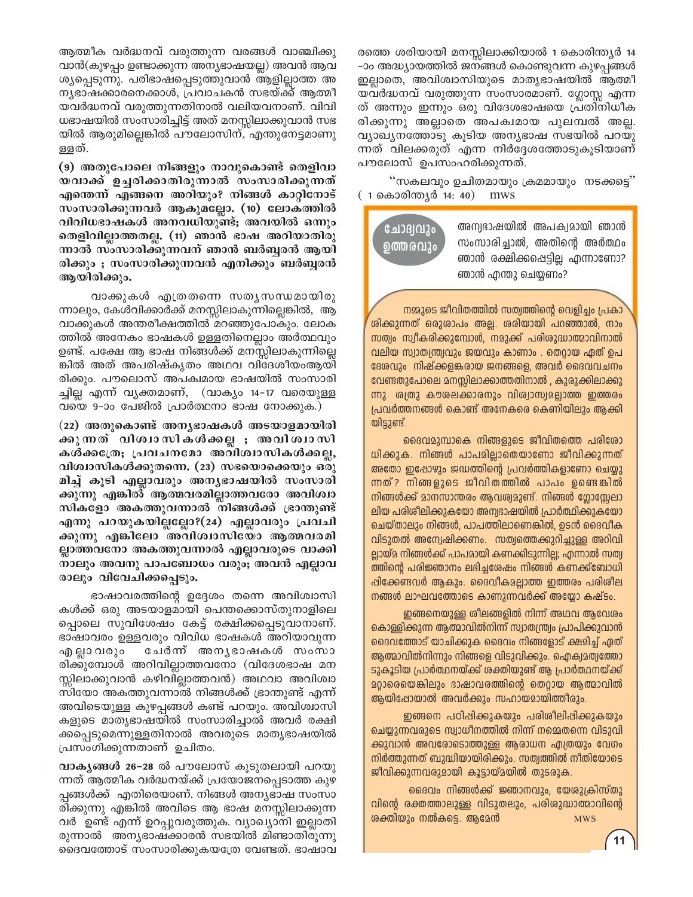ആത്മീക വർദ്ധനവ് വരുത്തുന്ന വരങ്ങൾ വാഞ്ചിക്കു വാൻ(കുഴപ്പം ഉണ്ടാക്കുന്ന അന്യഭാഷയല്ല) അവൻ ആവശ്യപ്പെടുന്നു. പരിഭാഷപ്പെടുത്തുവാൻ ആളില്ലാത്ത അന്യഭാഷക്കാരനെക്കാൾ, പ്രവാചകൻ സഭയ്ക്ക് ആത്മീയവർദ്ധനവ് വരുത്തുന്നതിനാൽ വലിയവനാണ്. വിവിധഭാഷയിൽ സംസാരിച്ചിട്ട് അത് മനസ്സിലാക്കുവാൻ സഭയിൽ ആരുമില്ലെങ്കിൽ പൗലോസിന്, എന്തുനേട്ടമാണുള്ളത്.

**(9) അതുപോലെ നിങ്ങളും നാവുകൊണ്ട് തെളിവായവാക്ക് ഉച്ചരിക്കാതിരുന്നാൽ സംസാരിക്കുന്നത് എന്തെന്ന് എങ്ങനെ അറിയും? നിങ്ങൾ കാറ്റിനോട് സംസാരിക്കുന്നവർ ആകുമല്ലോ. (10) ലോകത്തിൽ വിവിധഭാഷകൾ അനവധിയുണ്ട്; അവയിൽ ഒന്നും തെളിവില്ലാത്തതല്ല. (11) ഞാൻ ഭാഷ അറിയാതിരുന്നാൽ സംസാരിക്കുന്നവന് ഞാൻ ബർബ്ബരൻ ആയിരിക്കും ; സംസാരിക്കുന്നവൻ എനിക്കും ബർബ്ബരൻ ആയിരിക്കും.**

വാക്കുകൾ എത്രതന്നെ സത്യസന്ധമായിരുന്നാലും, കേൾവിക്കാർക്ക് മനസ്സിലാകുന്നില്ലെങ്കിൽ, ആ വാക്കുകൾ അന്തരീക്ഷത്തിൽ മറഞ്ഞുപോകും. ലോകത്തിൽ അനേകം ഭാഷകൾ ഉള്ളതിനെല്ലാം അർത്ഥവും ഉണ്ട്. പക്ഷേ ആ ഭാഷ നിങ്ങൾക്ക് മനസ്സിലാകുന്നില്ലെങ്കിൽ അത് അപരിഷ്കൃതം അഥവ വിദേശീയംആയിരിക്കും. പൗലൊസ് അപക്വമായ ഭാഷയിൽ സംസാരിച്ചില്ല എന്ന് വ്യക്തമാണ്, (വാക്യം 14-17 വരെയുള്ള വയെ 9-ാം പേജിൽ പ്രാർത്ഥനാ ഭാഷ നോക്കുക.)

**(22) അതുകൊണ്ട് അന്യഭാഷകൾ അടയാളമായിരിക്കുന്നത് വിശ്വാസികൾക്കല്ല ; അവിശ്വാസികൾക്കത്രേ; പ്രവചനമോ അവിശ്വാസികൾക്കല്ല, വിശ്വാസികൾക്കുതന്നെ. (23) സഭയൊക്കെയും ഒരുമിച്ച് കൂടി എല്ലാവരും അന്യഭാഷയിൽ സംസാരിക്കുന്നു എങ്കിൽ ആത്മവരമില്ലാത്തവരോ അവിശ്വാസികളോ അകത്തുവന്നാൽ നിങ്ങൾക്ക് ഭ്രാന്തുണ്ട് എന്നു പറയുകയില്ലല്ലോ?(24) എല്ലാവരും പ്രവചിക്കുന്നു എങ്കിലോ അവിശ്വാസിയോ ആത്മവരമില്ലാത്തവനോ അകത്തുവന്നാൽ എല്ലാവരുടെ വാക്കിനാലും അവനു പാപബോധം വരും; അവൻ എല്ലാവരാലും വിവേചിക്കപ്പെടും.**

ഭാഷാവരത്തിന്റെ ഉദ്ദേശം തന്നെ അവിശ്വാസികൾക്ക് ഒരു അടയാളമായി പെന്തക്കൊസ്തുനാളിലെപ്പൊലെ സുവിശേഷം കേട്ട് രക്ഷിക്കപ്പെടുവാനാണ്. ഭാഷാവരം ഉള്ളവരും വിവിധ ഭാഷകൾ അറിയാവുന്ന എല്ലാവരും ചേർന്ന് അന്യഭാഷകൾ സംസാരിക്കുമ്പോൾ അറിവില്ലാത്തവനോ (വിദേശഭാഷ മനസ്സിലാക്കുവാൻ കഴിവില്ലാത്തവൻ) അഥവാ അവിശ്വാസിയോ അകത്തുവന്നാൽ നിങ്ങൾക്ക് ഭ്രാന്തുണ്ട് എന്ന് അവിടെയുള്ള കുഴപ്പങ്ങൾ കണ്ട് പറയും. അവിശ്വാസികളുടെ മാതൃഭാഷയിൽ സംസാരിച്ചാൽ അവർ രക്ഷിക്കപ്പെടുമെന്നുള്ളതിനാൽ അവരുടെ മാതൃഭാഷയിൽ പ്രസംഗിക്കുന്നതാണ് ഉചിതം.

**വാക്യങ്ങൾ 26-28** ൽ പൗലോസ് കൂടുതലായി പറയുന്നത് ആത്മീക വർദ്ധനയ്ക്ക് പ്രയോജനപ്പെടാത്ത കുഴപ്പങ്ങൾക്ക് എതിരെയാണ്. നിങ്ങൾ അന്യഭാഷ സംസാരിക്കുന്നു എങ്കിൽ അവിടെ ആ ഭാഷ മനസ്സിലാക്കുന്നവർ ഉണ്ട് എന്ന് ഉറപ്പുവരുത്തുക. വ്യാഖ്യാനി ഇല്ലാതിരുന്നാൽ അന്യഭാഷക്കാരൻ സഭയിൽ മിണ്ടാതിരുന്നു ദൈവത്തോട് സംസാരിക്കുകയത്രേ വേണ്ടത്. ഭാഷാവരത്തെ ശരിയായി മനസ്സിലാക്കിയാൽ 1 കൊരിന്ത്യർ 14-ാം അദ്ധ്യായത്തിൽ ജനങ്ങൾ കൊണ്ടുവന്ന കുഴപ്പങ്ങൾ ഇല്ലാതെ, അവിശ്വാസിയുടെ മാതൃഭാഷയിൽ ആത്മീയവർദ്ധനവ് വരുത്തുന്ന സംസാരമാണ്. ഗ്ലോസ്സ എന്നത് അന്നും ഇന്നും ഒരു വിദേശഭാഷയെ പ്രതിനിധീകരിക്കുന്നു അല്ലാതെ അപക്വമായ പുലമ്പൽ അല്ല. വ്യാഖ്യനത്തോടു കൂടിയ അന്യഭാഷ സഭയിൽ പറയുന്നത് വിലക്കരുത് എന്ന നിർദ്ദേശത്തോടുകൂടിയാണ് പൗലോസ് ഉപസംഹരിക്കുന്നത്.

"സകലവും ഉചിതമായും ക്രമമായും നടക്കട്ടെ" ( 1 കൊരിന്ത്യർ 14: 40) mws

**ചോദ്യവും ഉത്തരവും**

അന്യഭാഷയിൽ അപക്വമായി ഞാൻ സംസാരിച്ചാൽ, അതിന്റെ അർത്ഥം ഞാൻ രക്ഷിക്കപ്പെട്ടില്ല എന്നാണോ? ഞാൻ എന്തു ചെയ്യണം?

നമ്മുടെ ജീവിതത്തിൽ സത്യത്തിന്റെ വെളിച്ചം പ്രകാശിക്കുന്നത് ഒരുശാപം അല്ല. ശരിയായി പറഞ്ഞാൽ, നാം സത്യം സ്വീകരിക്കുമ്പോൾ, നമുക്ക് പരിശുദ്ധാത്മാവിനാൽ വലിയ സ്വാതന്ത്ര്യവും ജയവും കാണാം . തെറ്റായ ഏത് ഉപദേശവും നിഷ്ക്കളങ്കരായ ജനങ്ങളെ, അവർ ദൈവവചനം വേണ്ടതുപോലെ മനസ്സിലാക്കാത്തതിനാൽ , കുരുക്കിലാക്കുന്നു. ശത്രു കൗശലക്കാരനും വിശ്വാസ്യമല്ലാത്ത ഇത്തരം പ്രവർത്തനങ്ങൾ കൊണ്ട് അനേകരെ കെണിയിലും ആക്കിയിട്ടുണ്ട്.

ദൈവമുമ്പാകെ നിങ്ങളുടെ ജീവിതത്തെ പരിശോധിക്കുക. നിങ്ങൾ പാപമില്ലാതെയാണോ ജീവിക്കുന്നത് അതോ ഇപ്പോഴും ജഡത്തിന്റെ പ്രവർത്തികളാണോ ചെയ്യുന്നത്? നിങ്ങളുടെ ജീവിതത്തിൽ പാപം ഉണ്ടെങ്കിൽ നിങ്ങൾക്ക് മാനസാന്തരം ആവശ്യമുണ്ട്. നിങ്ങൾ ഗ്ലോസ്സേലാലിയ പരിശീലിക്കുകയോ അന്യഭാഷയിൽ പ്രാർത്ഥിക്കുകയോ ചെയ്താലും നിങ്ങൾ, പാപത്തിലാണെങ്കിൽ, ഉടൻ ദൈവീക വിടുതൽ അന്വേഷിക്കണം. സത്യത്തെക്കുറിച്ചുള്ള അറിവില്ലായ്മ നിങ്ങൾക്ക് പാപമായി കണക്കിടുന്നില്ല; എന്നാൽ സത്യത്തിന്റെ പരിജ്ഞാനം ലഭിച്ചശേഷം നിങ്ങൾ കണക്ക്ബോധിപ്പിക്കേണ്ടവർ ആകും. ദൈവീകമല്ലാത്ത ഇത്തരം പരിശീലനങ്ങൾ ലാഘവത്തോടെ കാണുന്നവർക്ക് അയ്യോ കഷ്ടം.

ഇങ്ങനെയുള്ള ശീലങ്ങളിൽ നിന്ന് അഥവ ആവേശം കൊള്ളിക്കുന്ന ആത്മാവിൽനിന്ന് സ്വാതന്ത്ര്യം പ്രാപിക്കുവാൻ ദൈവത്തോട് യാചിക്കുക ദൈവം നിങ്ങളോട് ക്ഷമിച്ച് ഏത് ആത്മാവിൽനിന്നും നിങ്ങളെ വിടുവിക്കും. ഐക്യമത്യത്തോടുകൂടിയ പ്രാർത്ഥനയ്ക്ക് ശക്തിയുണ്ട് ആ പ്രാർത്ഥനയ്ക്ക് മറ്റാരെയെങ്കിലും ഭാഷാവരത്തിന്റെ തെറ്റായ ആത്മാവിൽ ആയിപ്പോയാൽ അവർക്കും സഹായമായിത്തീരും.

ഇങ്ങനെ പഠിപ്പിക്കുകയും പരിശീലിപ്പിക്കുകയും ചെയ്യുന്നവരുടെ സ്വാധീനത്തിൽ നിന്ന് നമ്മെതന്നെ വിടുവിക്കുവാൻ അവരോടൊത്തുള്ള ആരാധന എത്രയും വേഗം നിർത്തുന്നത് ബുദ്ധിയായിരിക്കും. സത്യത്തിൽ നീതിയോടെ ജീവിക്കുന്നവരുമായി കൂട്ടായ്മയിൽ തുടരുക.

ദൈവം നിങ്ങൾക്ക് ജ്ഞാനവും, യേശുക്രിസ്തുവിന്റെ രക്തത്താലുള്ള വിടുതലും, പരിശുദ്ധാത്മാവിന്റെ ശക്തിയും നൽകട്ടെ. ആമേൻ MWS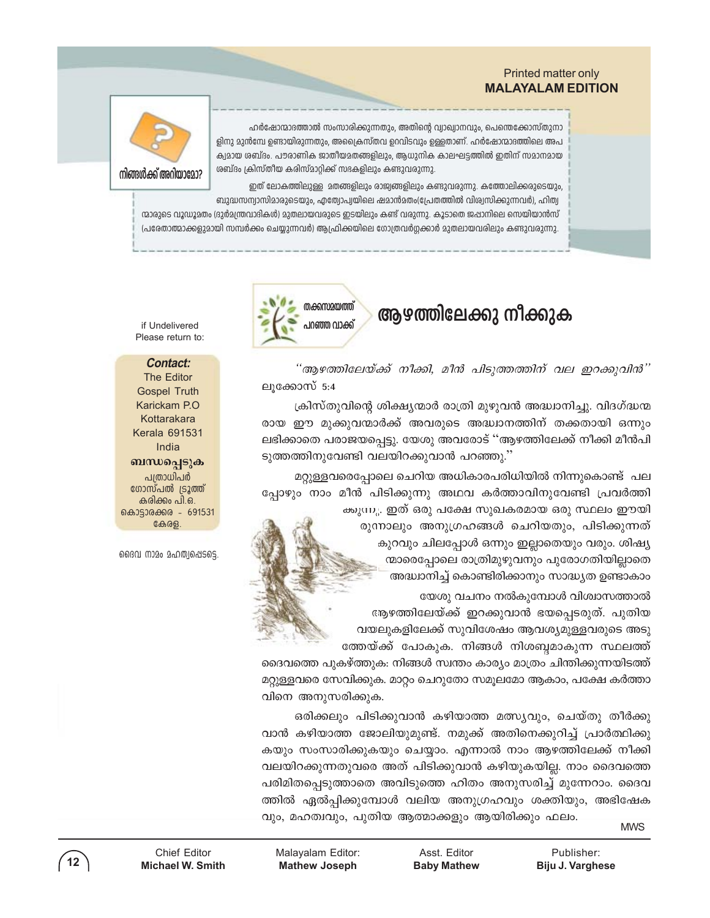Printed matter only
**MALAYALAM EDITION**

**നിങ്ങൾക്ക് അറിയാമോ?**

ഹർഷോന്മാദത്താൽ സംസാരിക്കുന്നതും, അതിന്റെ വ്യാഖ്യാനവും, പെന്തെക്കോസ്തുനാളിനു മുൻമ്പേ ഉണ്ടായിരുന്നതും, അക്രൈസ്തവ ഉറവിടവും ഉള്ളതാണ്. ഹർഷോന്മാദത്തിലെ അപക്വമായ ശബ്ദം. പൗരാണിക ജാതീയമതങ്ങളിലും, ആധുനിക കാലഘട്ടത്തിൽ ഇതിന് സമാനമായ ശബ്ദം ക്രിസ്തീയ കരിസ്മാറ്റിക്ക് സഭകളിലും കണ്ടുവരുന്നു.

ഇത് ലോകത്തിലുള്ള മതങ്ങളിലും രാജ്യങ്ങളിലും കണ്ടുവരുന്നു. കത്തോലിക്കരുടെയും, ബുദ്ധസന്യാസിമാരുടെയും, എത്യോപ്യയിലെ ഷമാൻമതം(പ്രേതത്തിൽ വിശ്വസിക്കുന്നവർ), ഹിന്ദുന്മാരുടെ വൂഡൂമതം (ദുർമന്ത്രവാദികൾ) മുതലായവരുടെ ഇടയിലും കണ്ട് വരുന്നു. കൂടാതെ ജപ്പാനിലെ സെയിയാൻസ് (പരേതാത്മാക്കളുമായി സമ്പർക്കം ചെയ്യുന്നവർ) ആഫ്രിക്കയിലെ ഗോത്രവർഗ്ഗക്കാർ മുതലായവരിലും കണ്ടുവരുന്നു.

if Undelivered
Please return to:

**Contact:**
The Editor
Gospel Truth
Karickam P.O
Kottarakara
Kerala 691531
India

**ബന്ധപ്പെടുക**
പത്രാധിപർ
ഗോസ്പൽ ട്രൂത്ത്
കരിക്കം പി.ഒ.
കൊട്ടാരക്കര - 691531
കേരള.

ദൈവ നാമം മഹത്വപ്പെടട്ടെ.

തക്കസമയത്ത് പറഞ്ഞ വാക്ക്

# ആഴത്തിലേക്കു നീക്കുക

*"ആഴത്തിലേയ്ക്ക് നീക്കി, മീൻ പിടുത്തത്തിന് വല ഇറക്കുവിൻ"* ലൂക്കോസ് 5:4

ക്രിസ്തുവിന്റെ ശിക്ഷ്യന്മാർ രാത്രി മുഴുവൻ അദ്ധ്വാനിച്ചു. വിദഗ്ദ്ധന്മരായ ഈ മുക്കുവന്മാർക്ക് അവരുടെ അദ്ധ്വാനത്തിന് തക്കതായി ഒന്നും ലഭിക്കാതെ പരാജയപ്പെട്ടു. യേശു അവരോട് "ആഴത്തിലേക്ക് നീക്കി മീൻപിടുത്തത്തിനുവേണ്ടി വലയിറക്കുവാൻ പറഞ്ഞു."

മറ്റുള്ളവരെപ്പോലെ ചെറിയ അധികാരപരിധിയിൽ നിന്നുകൊണ്ട് പലപ്പോഴും നാം മീൻ പിടിക്കുന്നു അഥവ കർത്താവിനുവേണ്ടി പ്രവർത്തിക്കുന്നു. ഇത് ഒരു പക്ഷേ സുഖകരമായ ഒരു സ്ഥലം ഈയിരുന്നാലും അനുഗ്രഹങ്ങൾ ചെറിയതും, പിടിക്കുന്നത് കുറവും ചിലപ്പോൾ ഒന്നും ഇല്ലാതെയും വരും. ശിഷ്യന്മാരെപ്പോലെ രാത്രിമുഴുവനും പുരോഗതിയില്ലാതെ അദ്ധ്വാനിച്ച് കൊണ്ടിരിക്കാനും സാദ്ധ്യത ഉണ്ടാകാം

യേശു വചനം നൽകുമ്പോൾ വിശ്വാസത്താൽ ആഴത്തിലേയ്ക്ക് ഇറക്കുവാൻ ഭയപ്പെടരുത്. പുതിയ വയലുകളിലേക്ക് സുവിശേഷം ആവശ്യമുള്ളവരുടെ അടുത്തേയ്ക്ക് പോകുക. നിങ്ങൾ നിശബ്ദമാകുന്ന സ്ഥലത്ത് ദൈവത്തെ പുകഴ്ത്തുക: നിങ്ങൾ സ്വന്തം കാര്യം മാത്രം ചിന്തിക്കുന്നയിടത്ത് മറ്റുള്ളവരെ സേവിക്കുക. മാറ്റം ചെറുതോ സമൂലമോ ആകാം, പക്ഷേ കർത്താവിനെ അനുസരിക്കുക.

ഒരിക്കലും പിടിക്കുവാൻ കഴിയാത്ത മത്സ്യവും, ചെയ്തു തീർക്കുവാൻ കഴിയാത്ത ജോലിയുമുണ്ട്. നമുക്ക് അതിനെക്കുറിച്ച് പ്രാർത്ഥിക്കുകയും സംസാരിക്കുകയും ചെയ്യാം. എന്നാൽ നാം ആഴത്തിലേക്ക് നീക്കി വലയിറക്കുന്നതുവരെ അത് പിടിക്കുവാൻ കഴിയുകയില്ല. നാം ദൈവത്തെ പരിമിതപ്പെടുത്താതെ അവിടുത്തെ ഹിതം അനുസരിച്ച് മുന്നേറാം. ദൈവത്തിൽ ഏൽപ്പിക്കുമ്പോൾ വലിയ അനുഗ്രഹവും ശക്തിയും, അഭിഷേകവും, മഹത്വവും, പുതിയ ആത്മാക്കളും ആയിരിക്കും ഫലം.

MWS

| Chief Editor | Malayalam Editor: | Asst. Editor | Publisher: |
|---|---|---|---|
| **Michael W. Smith** | **Mathew Joseph** | **Baby Mathew** | **Biju J. Varghese** |